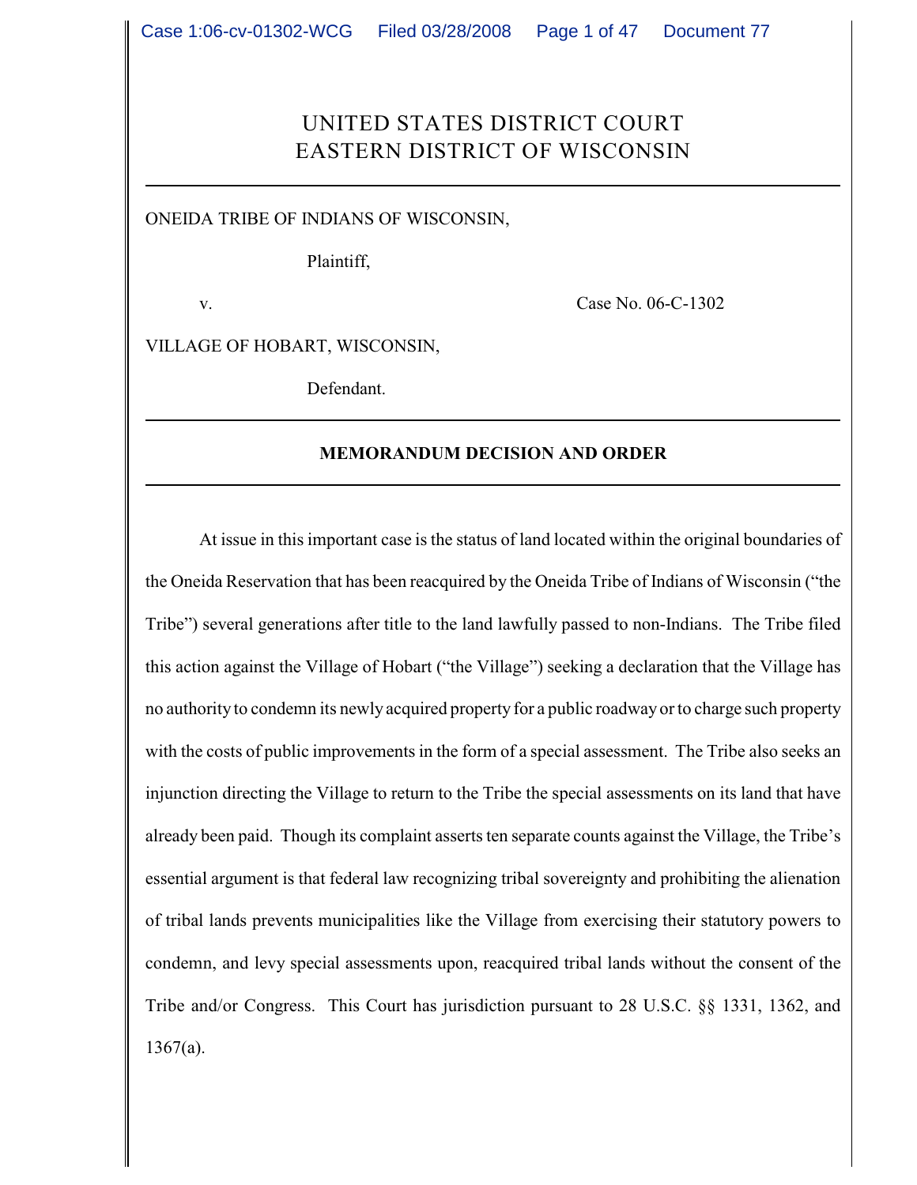# UNITED STATES DISTRICT COURT
# EASTERN DISTRICT OF WISCONSIN

---

ONEIDA TRIBE OF INDIANS OF WISCONSIN,

Plaintiff,

v. Case No. 06-C-1302

VILLAGE OF HOBART, WISCONSIN,

Defendant.

---

**MEMORANDUM DECISION AND ORDER**

---

At issue in this important case is the status of land located within the original boundaries of the Oneida Reservation that has been reacquired by the Oneida Tribe of Indians of Wisconsin ("the Tribe") several generations after title to the land lawfully passed to non-Indians. The Tribe filed this action against the Village of Hobart ("the Village") seeking a declaration that the Village has no authority to condemn its newly acquired property for a public roadway or to charge such property with the costs of public improvements in the form of a special assessment. The Tribe also seeks an injunction directing the Village to return to the Tribe the special assessments on its land that have already been paid. Though its complaint asserts ten separate counts against the Village, the Tribe's essential argument is that federal law recognizing tribal sovereignty and prohibiting the alienation of tribal lands prevents municipalities like the Village from exercising their statutory powers to condemn, and levy special assessments upon, reacquired tribal lands without the consent of the Tribe and/or Congress. This Court has jurisdiction pursuant to 28 U.S.C. §§ 1331, 1362, and 1367(a).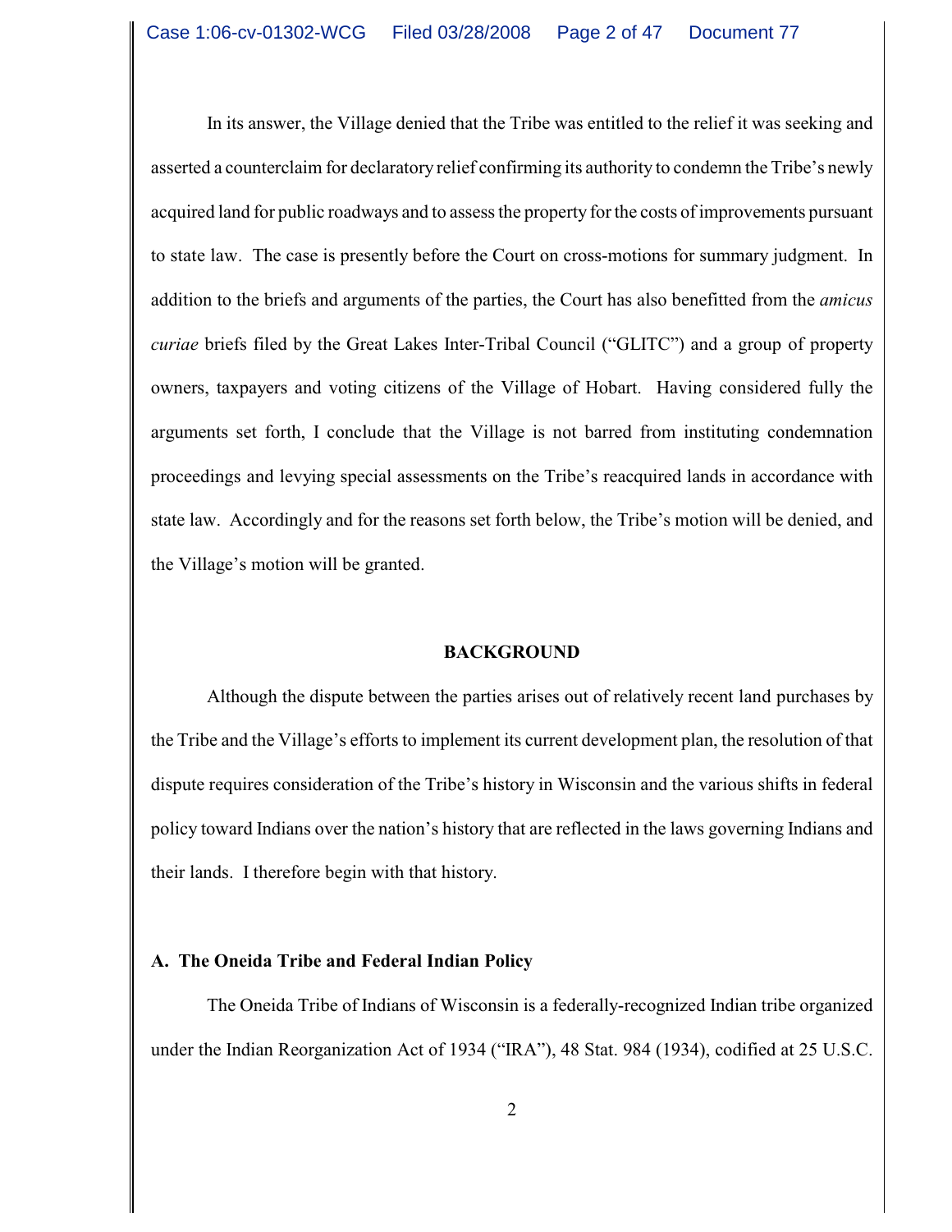In its answer, the Village denied that the Tribe was entitled to the relief it was seeking and asserted a counterclaim for declaratory relief confirming its authority to condemn the Tribe's newly acquired land for public roadways and to assess the property for the costs of improvements pursuant to state law. The case is presently before the Court on cross-motions for summary judgment. In addition to the briefs and arguments of the parties, the Court has also benefitted from the *amicus curiae* briefs filed by the Great Lakes Inter-Tribal Council ("GLITC") and a group of property owners, taxpayers and voting citizens of the Village of Hobart. Having considered fully the arguments set forth, I conclude that the Village is not barred from instituting condemnation proceedings and levying special assessments on the Tribe's reacquired lands in accordance with state law. Accordingly and for the reasons set forth below, the Tribe's motion will be denied, and the Village's motion will be granted.

## BACKGROUND

Although the dispute between the parties arises out of relatively recent land purchases by the Tribe and the Village's efforts to implement its current development plan, the resolution of that dispute requires consideration of the Tribe's history in Wisconsin and the various shifts in federal policy toward Indians over the nation's history that are reflected in the laws governing Indians and their lands. I therefore begin with that history.

### A. The Oneida Tribe and Federal Indian Policy

The Oneida Tribe of Indians of Wisconsin is a federally-recognized Indian tribe organized under the Indian Reorganization Act of 1934 ("IRA"), 48 Stat. 984 (1934), codified at 25 U.S.C.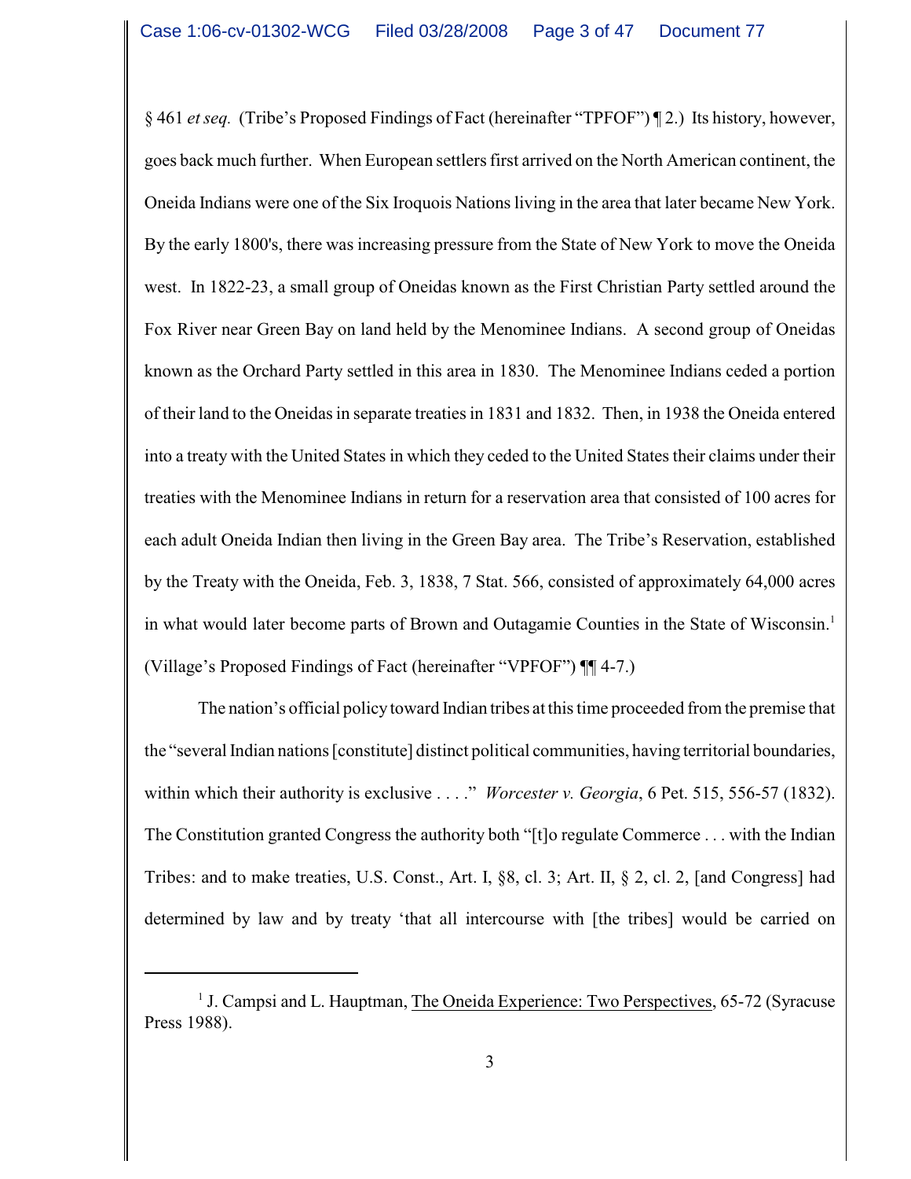§ 461 *et seq.* (Tribe's Proposed Findings of Fact (hereinafter "TPFOF") ¶ 2.) Its history, however, goes back much further. When European settlers first arrived on the North American continent, the Oneida Indians were one of the Six Iroquois Nations living in the area that later became New York. By the early 1800's, there was increasing pressure from the State of New York to move the Oneida west. In 1822-23, a small group of Oneidas known as the First Christian Party settled around the Fox River near Green Bay on land held by the Menominee Indians. A second group of Oneidas known as the Orchard Party settled in this area in 1830. The Menominee Indians ceded a portion of their land to the Oneidas in separate treaties in 1831 and 1832. Then, in 1938 the Oneida entered into a treaty with the United States in which they ceded to the United States their claims under their treaties with the Menominee Indians in return for a reservation area that consisted of 100 acres for each adult Oneida Indian then living in the Green Bay area. The Tribe's Reservation, established by the Treaty with the Oneida, Feb. 3, 1838, 7 Stat. 566, consisted of approximately 64,000 acres in what would later become parts of Brown and Outagamie Counties in the State of Wisconsin.[1] (Village's Proposed Findings of Fact (hereinafter "VPFOF") ¶¶ 4-7.)

The nation's official policy toward Indian tribes at this time proceeded from the premise that the "several Indian nations [constitute] distinct political communities, having territorial boundaries, within which their authority is exclusive . . . ." *Worcester v. Georgia*, 6 Pet. 515, 556-57 (1832). The Constitution granted Congress the authority both "[t]o regulate Commerce . . . with the Indian Tribes: and to make treaties, U.S. Const., Art. I, §8, cl. 3; Art. II, § 2, cl. 2, [and Congress] had determined by law and by treaty 'that all intercourse with [the tribes] would be carried on

---

[1] J. Campsi and L. Hauptman, The Oneida Experience: Two Perspectives, 65-72 (Syracuse Press 1988).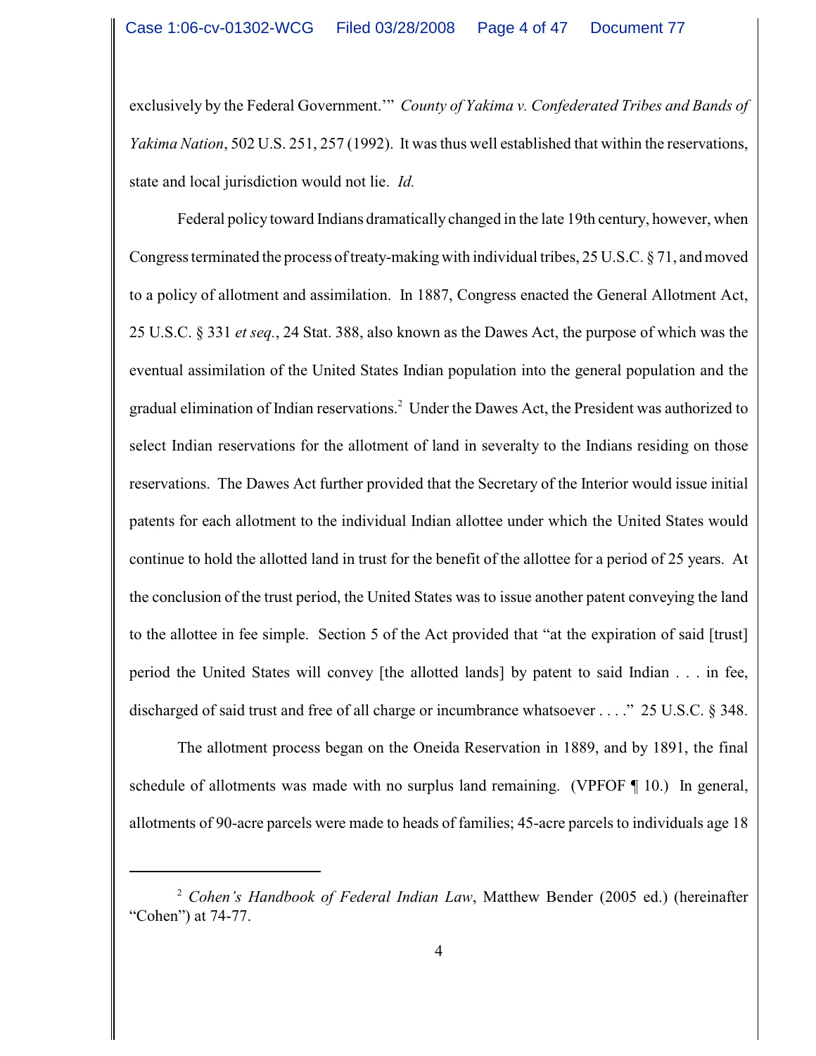exclusively by the Federal Government.'" *County of Yakima v. Confederated Tribes and Bands of Yakima Nation*, 502 U.S. 251, 257 (1992). It was thus well established that within the reservations, state and local jurisdiction would not lie. *Id.*

Federal policy toward Indians dramatically changed in the late 19th century, however, when Congress terminated the process of treaty-making with individual tribes, 25 U.S.C. § 71, and moved to a policy of allotment and assimilation. In 1887, Congress enacted the General Allotment Act, 25 U.S.C. § 331 *et seq.*, 24 Stat. 388, also known as the Dawes Act, the purpose of which was the eventual assimilation of the United States Indian population into the general population and the gradual elimination of Indian reservations.[2] Under the Dawes Act, the President was authorized to select Indian reservations for the allotment of land in severalty to the Indians residing on those reservations. The Dawes Act further provided that the Secretary of the Interior would issue initial patents for each allotment to the individual Indian allottee under which the United States would continue to hold the allotted land in trust for the benefit of the allottee for a period of 25 years. At the conclusion of the trust period, the United States was to issue another patent conveying the land to the allottee in fee simple. Section 5 of the Act provided that "at the expiration of said [trust] period the United States will convey [the allotted lands] by patent to said Indian . . . in fee, discharged of said trust and free of all charge or incumbrance whatsoever . . . ." 25 U.S.C. § 348.

The allotment process began on the Oneida Reservation in 1889, and by 1891, the final schedule of allotments was made with no surplus land remaining. (VPFOF ¶ 10.) In general, allotments of 90-acre parcels were made to heads of families; 45-acre parcels to individuals age 18

[2] *Cohen's Handbook of Federal Indian Law*, Matthew Bender (2005 ed.) (hereinafter "Cohen") at 74-77.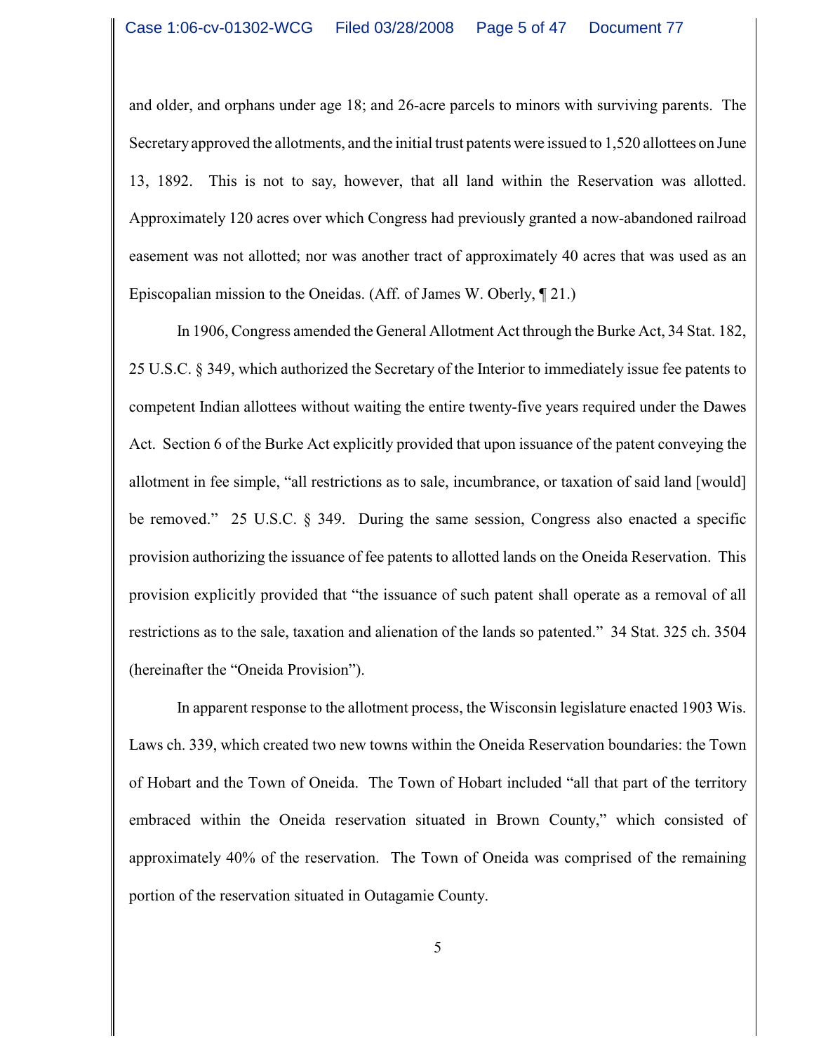and older, and orphans under age 18; and 26-acre parcels to minors with surviving parents. The Secretary approved the allotments, and the initial trust patents were issued to 1,520 allottees on June 13, 1892. This is not to say, however, that all land within the Reservation was allotted. Approximately 120 acres over which Congress had previously granted a now-abandoned railroad easement was not allotted; nor was another tract of approximately 40 acres that was used as an Episcopalian mission to the Oneidas. (Aff. of James W. Oberly, ¶ 21.)

In 1906, Congress amended the General Allotment Act through the Burke Act, 34 Stat. 182, 25 U.S.C. § 349, which authorized the Secretary of the Interior to immediately issue fee patents to competent Indian allottees without waiting the entire twenty-five years required under the Dawes Act. Section 6 of the Burke Act explicitly provided that upon issuance of the patent conveying the allotment in fee simple, "all restrictions as to sale, incumbrance, or taxation of said land [would] be removed." 25 U.S.C. § 349. During the same session, Congress also enacted a specific provision authorizing the issuance of fee patents to allotted lands on the Oneida Reservation. This provision explicitly provided that "the issuance of such patent shall operate as a removal of all restrictions as to the sale, taxation and alienation of the lands so patented." 34 Stat. 325 ch. 3504 (hereinafter the "Oneida Provision").

In apparent response to the allotment process, the Wisconsin legislature enacted 1903 Wis. Laws ch. 339, which created two new towns within the Oneida Reservation boundaries: the Town of Hobart and the Town of Oneida. The Town of Hobart included "all that part of the territory embraced within the Oneida reservation situated in Brown County," which consisted of approximately 40% of the reservation. The Town of Oneida was comprised of the remaining portion of the reservation situated in Outagamie County.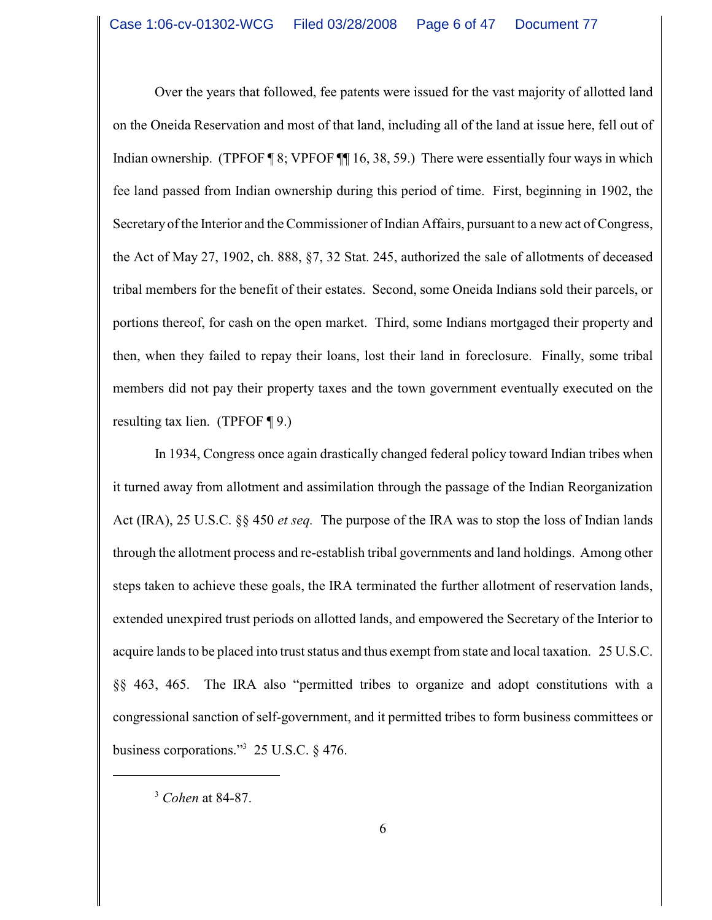Over the years that followed, fee patents were issued for the vast majority of allotted land on the Oneida Reservation and most of that land, including all of the land at issue here, fell out of Indian ownership. (TPFOF ¶ 8; VPFOF ¶¶ 16, 38, 59.) There were essentially four ways in which fee land passed from Indian ownership during this period of time. First, beginning in 1902, the Secretary of the Interior and the Commissioner of Indian Affairs, pursuant to a new act of Congress, the Act of May 27, 1902, ch. 888, §7, 32 Stat. 245, authorized the sale of allotments of deceased tribal members for the benefit of their estates. Second, some Oneida Indians sold their parcels, or portions thereof, for cash on the open market. Third, some Indians mortgaged their property and then, when they failed to repay their loans, lost their land in foreclosure. Finally, some tribal members did not pay their property taxes and the town government eventually executed on the resulting tax lien. (TPFOF ¶ 9.)

In 1934, Congress once again drastically changed federal policy toward Indian tribes when it turned away from allotment and assimilation through the passage of the Indian Reorganization Act (IRA), 25 U.S.C. §§ 450 *et seq.* The purpose of the IRA was to stop the loss of Indian lands through the allotment process and re-establish tribal governments and land holdings. Among other steps taken to achieve these goals, the IRA terminated the further allotment of reservation lands, extended unexpired trust periods on allotted lands, and empowered the Secretary of the Interior to acquire lands to be placed into trust status and thus exempt from state and local taxation. 25 U.S.C. §§ 463, 465. The IRA also "permitted tribes to organize and adopt constitutions with a congressional sanction of self-government, and it permitted tribes to form business committees or business corporations."[3] 25 U.S.C. § 476.

---

[3] *Cohen* at 84-87.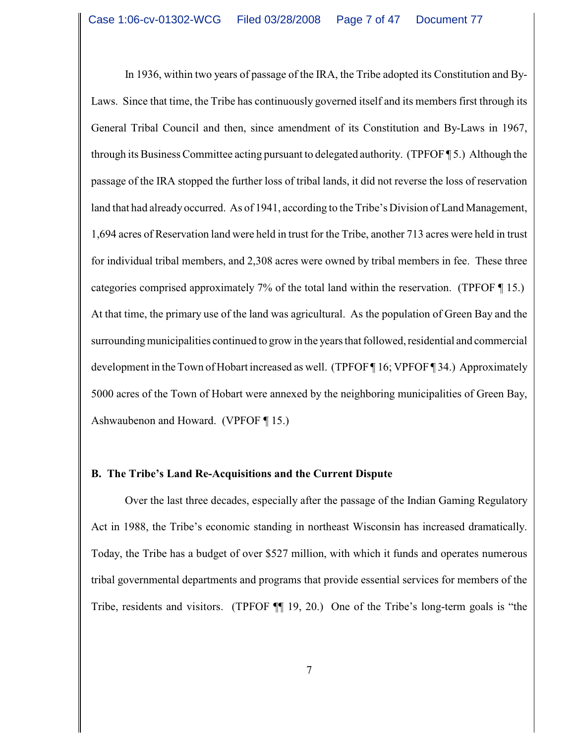In 1936, within two years of passage of the IRA, the Tribe adopted its Constitution and By-Laws. Since that time, the Tribe has continuously governed itself and its members first through its General Tribal Council and then, since amendment of its Constitution and By-Laws in 1967, through its Business Committee acting pursuant to delegated authority. (TPFOF ¶ 5.) Although the passage of the IRA stopped the further loss of tribal lands, it did not reverse the loss of reservation land that had already occurred. As of 1941, according to the Tribe's Division of Land Management, 1,694 acres of Reservation land were held in trust for the Tribe, another 713 acres were held in trust for individual tribal members, and 2,308 acres were owned by tribal members in fee. These three categories comprised approximately 7% of the total land within the reservation. (TPFOF ¶ 15.) At that time, the primary use of the land was agricultural. As the population of Green Bay and the surrounding municipalities continued to grow in the years that followed, residential and commercial development in the Town of Hobart increased as well. (TPFOF ¶ 16; VPFOF ¶ 34.) Approximately 5000 acres of the Town of Hobart were annexed by the neighboring municipalities of Green Bay, Ashwaubenon and Howard. (VPFOF ¶ 15.)

**B. The Tribe's Land Re-Acquisitions and the Current Dispute**

Over the last three decades, especially after the passage of the Indian Gaming Regulatory Act in 1988, the Tribe's economic standing in northeast Wisconsin has increased dramatically. Today, the Tribe has a budget of over $527 million, with which it funds and operates numerous tribal governmental departments and programs that provide essential services for members of the Tribe, residents and visitors. (TPFOF ¶¶ 19, 20.) One of the Tribe's long-term goals is "the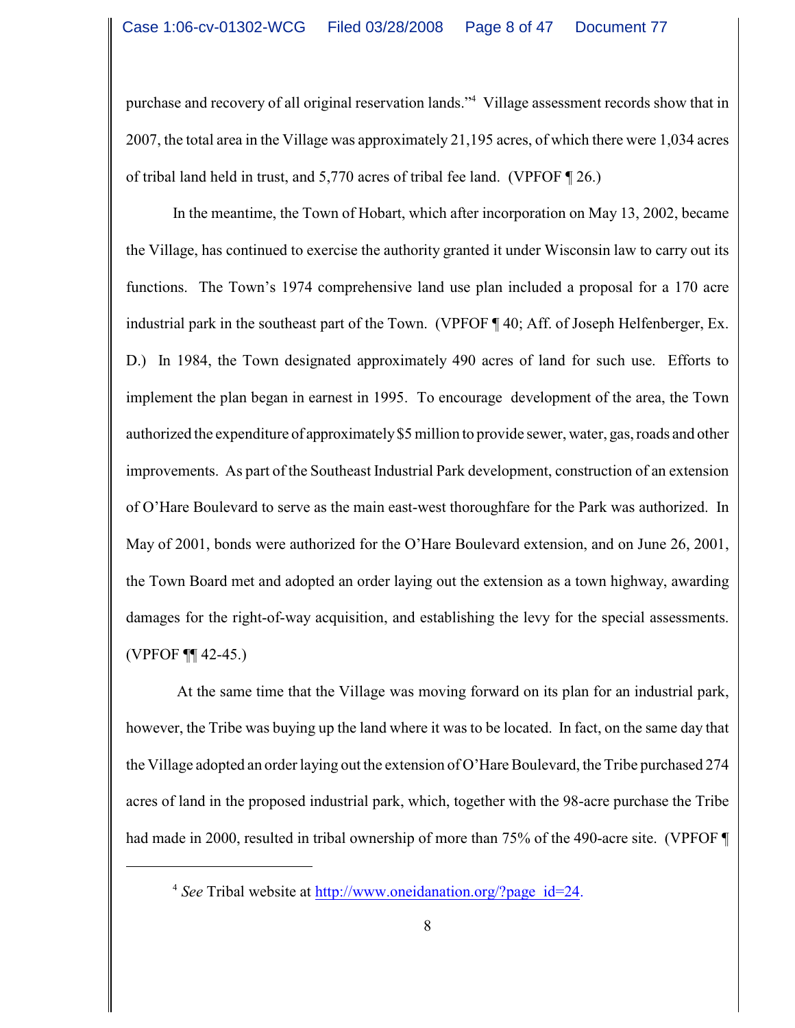purchase and recovery of all original reservation lands."[4] Village assessment records show that in 2007, the total area in the Village was approximately 21,195 acres, of which there were 1,034 acres of tribal land held in trust, and 5,770 acres of tribal fee land. (VPFOF ¶ 26.)

In the meantime, the Town of Hobart, which after incorporation on May 13, 2002, became the Village, has continued to exercise the authority granted it under Wisconsin law to carry out its functions. The Town's 1974 comprehensive land use plan included a proposal for a 170 acre industrial park in the southeast part of the Town. (VPFOF ¶ 40; Aff. of Joseph Helfenberger, Ex. D.) In 1984, the Town designated approximately 490 acres of land for such use. Efforts to implement the plan began in earnest in 1995. To encourage development of the area, the Town authorized the expenditure of approximately $5 million to provide sewer, water, gas, roads and other improvements. As part of the Southeast Industrial Park development, construction of an extension of O'Hare Boulevard to serve as the main east-west thoroughfare for the Park was authorized. In May of 2001, bonds were authorized for the O'Hare Boulevard extension, and on June 26, 2001, the Town Board met and adopted an order laying out the extension as a town highway, awarding damages for the right-of-way acquisition, and establishing the levy for the special assessments. (VPFOF ¶¶ 42-45.)

At the same time that the Village was moving forward on its plan for an industrial park, however, the Tribe was buying up the land where it was to be located. In fact, on the same day that the Village adopted an order laying out the extension of O'Hare Boulevard, the Tribe purchased 274 acres of land in the proposed industrial park, which, together with the 98-acre purchase the Tribe had made in 2000, resulted in tribal ownership of more than 75% of the 490-acre site. (VPFOF ¶

---

[4] *See* Tribal website at http://www.oneidanation.org/?page_id=24.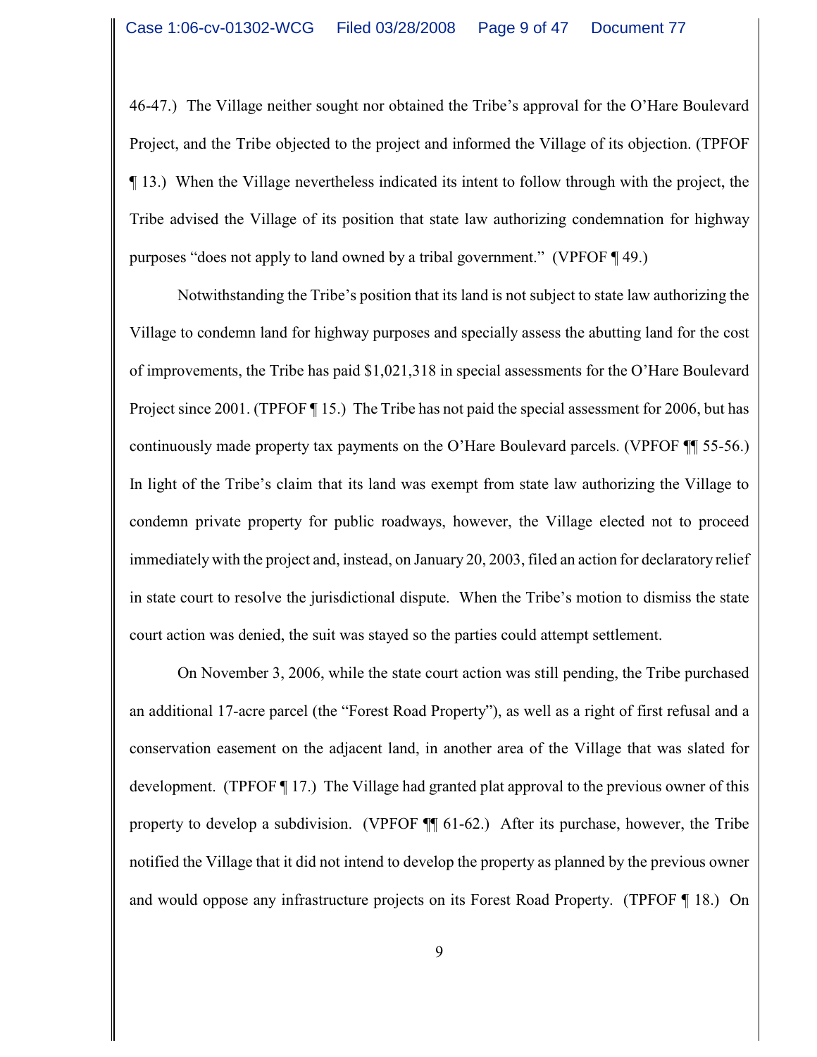46-47.) The Village neither sought nor obtained the Tribe's approval for the O'Hare Boulevard Project, and the Tribe objected to the project and informed the Village of its objection. (TPFOF ¶ 13.) When the Village nevertheless indicated its intent to follow through with the project, the Tribe advised the Village of its position that state law authorizing condemnation for highway purposes "does not apply to land owned by a tribal government." (VPFOF ¶ 49.)

Notwithstanding the Tribe's position that its land is not subject to state law authorizing the Village to condemn land for highway purposes and specially assess the abutting land for the cost of improvements, the Tribe has paid $1,021,318 in special assessments for the O'Hare Boulevard Project since 2001. (TPFOF ¶ 15.) The Tribe has not paid the special assessment for 2006, but has continuously made property tax payments on the O'Hare Boulevard parcels. (VPFOF ¶¶ 55-56.) In light of the Tribe's claim that its land was exempt from state law authorizing the Village to condemn private property for public roadways, however, the Village elected not to proceed immediately with the project and, instead, on January 20, 2003, filed an action for declaratory relief in state court to resolve the jurisdictional dispute. When the Tribe's motion to dismiss the state court action was denied, the suit was stayed so the parties could attempt settlement.

On November 3, 2006, while the state court action was still pending, the Tribe purchased an additional 17-acre parcel (the "Forest Road Property"), as well as a right of first refusal and a conservation easement on the adjacent land, in another area of the Village that was slated for development. (TPFOF ¶ 17.) The Village had granted plat approval to the previous owner of this property to develop a subdivision. (VPFOF ¶¶ 61-62.) After its purchase, however, the Tribe notified the Village that it did not intend to develop the property as planned by the previous owner and would oppose any infrastructure projects on its Forest Road Property. (TPFOF ¶ 18.) On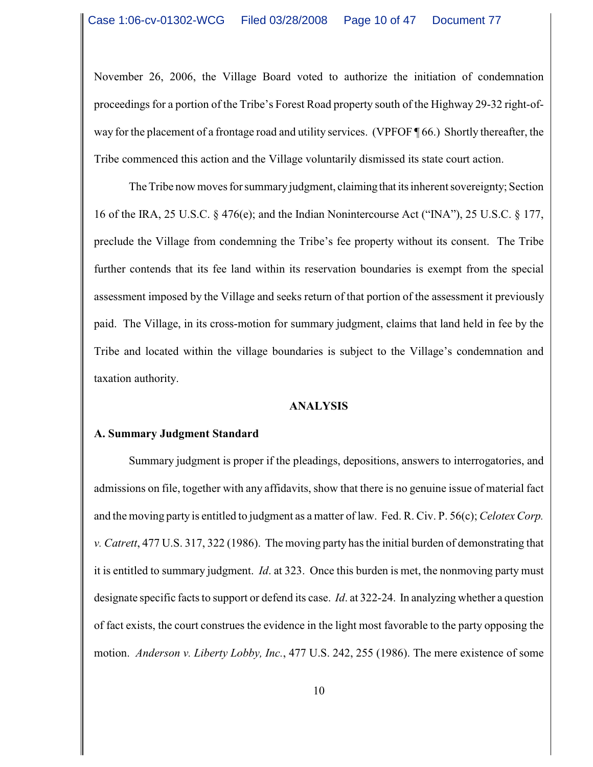November 26, 2006, the Village Board voted to authorize the initiation of condemnation proceedings for a portion of the Tribe's Forest Road property south of the Highway 29-32 right-of-way for the placement of a frontage road and utility services. (VPFOF ¶ 66.) Shortly thereafter, the Tribe commenced this action and the Village voluntarily dismissed its state court action.

The Tribe now moves for summary judgment, claiming that its inherent sovereignty; Section 16 of the IRA, 25 U.S.C. § 476(e); and the Indian Nonintercourse Act ("INA"), 25 U.S.C. § 177, preclude the Village from condemning the Tribe's fee property without its consent. The Tribe further contends that its fee land within its reservation boundaries is exempt from the special assessment imposed by the Village and seeks return of that portion of the assessment it previously paid. The Village, in its cross-motion for summary judgment, claims that land held in fee by the Tribe and located within the village boundaries is subject to the Village's condemnation and taxation authority.

## ANALYSIS

### A. Summary Judgment Standard

Summary judgment is proper if the pleadings, depositions, answers to interrogatories, and admissions on file, together with any affidavits, show that there is no genuine issue of material fact and the moving party is entitled to judgment as a matter of law. Fed. R. Civ. P. 56(c); *Celotex Corp. v. Catrett*, 477 U.S. 317, 322 (1986). The moving party has the initial burden of demonstrating that it is entitled to summary judgment. *Id*. at 323. Once this burden is met, the nonmoving party must designate specific facts to support or defend its case. *Id*. at 322-24. In analyzing whether a question of fact exists, the court construes the evidence in the light most favorable to the party opposing the motion. *Anderson v. Liberty Lobby, Inc.*, 477 U.S. 242, 255 (1986). The mere existence of some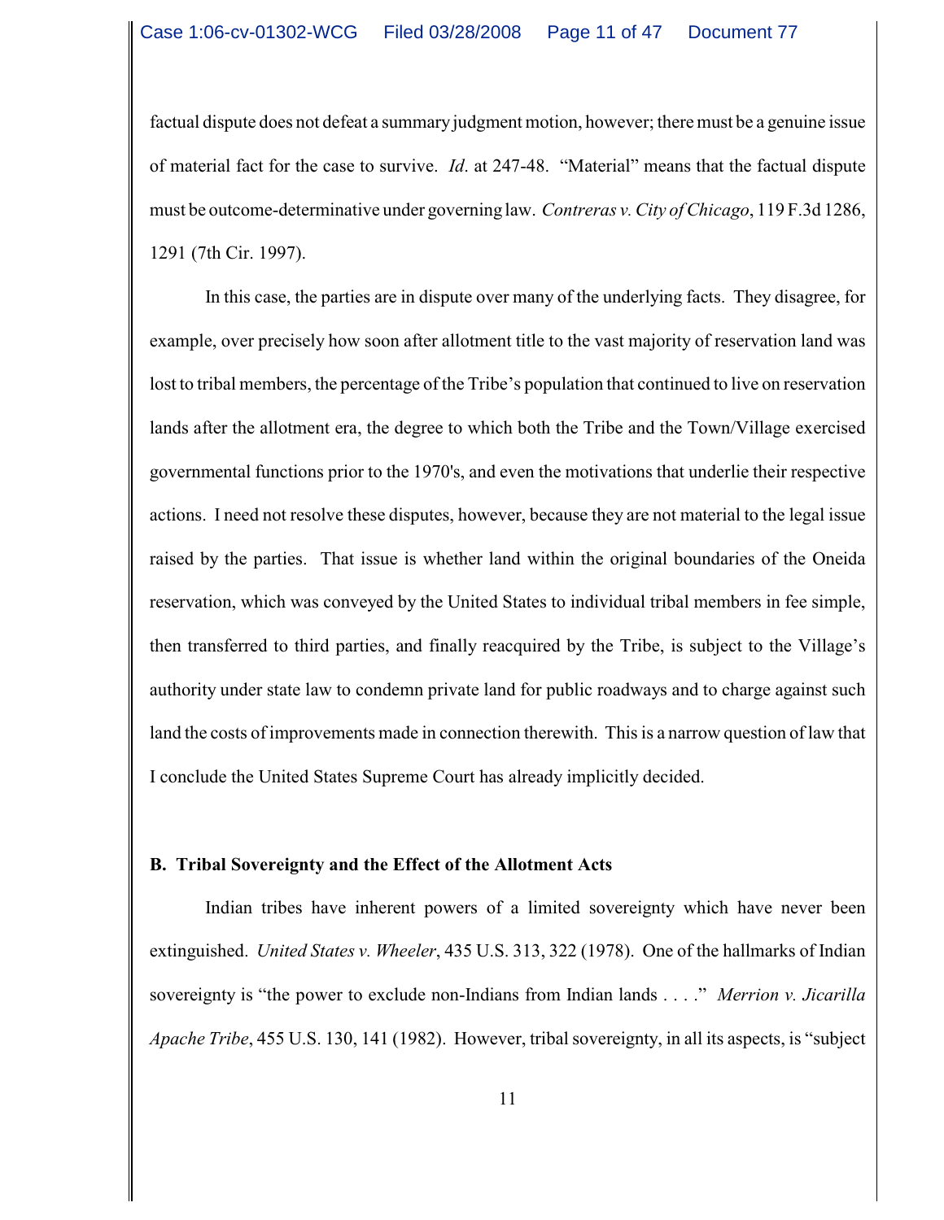factual dispute does not defeat a summary judgment motion, however; there must be a genuine issue of material fact for the case to survive. *Id*. at 247-48. "Material" means that the factual dispute must be outcome-determinative under governing law. *Contreras v. City of Chicago*, 119 F.3d 1286, 1291 (7th Cir. 1997).

In this case, the parties are in dispute over many of the underlying facts. They disagree, for example, over precisely how soon after allotment title to the vast majority of reservation land was lost to tribal members, the percentage of the Tribe's population that continued to live on reservation lands after the allotment era, the degree to which both the Tribe and the Town/Village exercised governmental functions prior to the 1970's, and even the motivations that underlie their respective actions. I need not resolve these disputes, however, because they are not material to the legal issue raised by the parties. That issue is whether land within the original boundaries of the Oneida reservation, which was conveyed by the United States to individual tribal members in fee simple, then transferred to third parties, and finally reacquired by the Tribe, is subject to the Village's authority under state law to condemn private land for public roadways and to charge against such land the costs of improvements made in connection therewith. This is a narrow question of law that I conclude the United States Supreme Court has already implicitly decided.

**B. Tribal Sovereignty and the Effect of the Allotment Acts**

Indian tribes have inherent powers of a limited sovereignty which have never been extinguished. *United States v. Wheeler*, 435 U.S. 313, 322 (1978). One of the hallmarks of Indian sovereignty is "the power to exclude non-Indians from Indian lands . . . ." *Merrion v. Jicarilla Apache Tribe*, 455 U.S. 130, 141 (1982). However, tribal sovereignty, in all its aspects, is "subject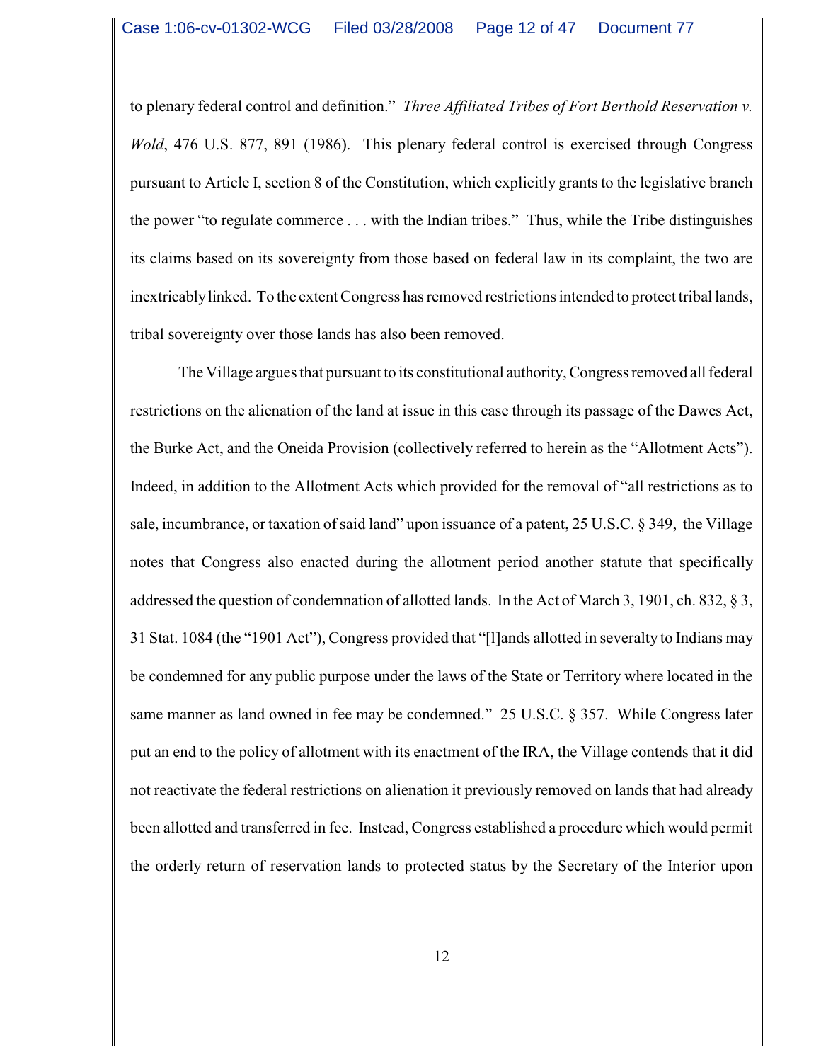to plenary federal control and definition." *Three Affiliated Tribes of Fort Berthold Reservation v. Wold*, 476 U.S. 877, 891 (1986). This plenary federal control is exercised through Congress pursuant to Article I, section 8 of the Constitution, which explicitly grants to the legislative branch the power "to regulate commerce . . . with the Indian tribes." Thus, while the Tribe distinguishes its claims based on its sovereignty from those based on federal law in its complaint, the two are inextricably linked. To the extent Congress has removed restrictions intended to protect tribal lands, tribal sovereignty over those lands has also been removed.

The Village argues that pursuant to its constitutional authority, Congress removed all federal restrictions on the alienation of the land at issue in this case through its passage of the Dawes Act, the Burke Act, and the Oneida Provision (collectively referred to herein as the "Allotment Acts"). Indeed, in addition to the Allotment Acts which provided for the removal of "all restrictions as to sale, incumbrance, or taxation of said land" upon issuance of a patent, 25 U.S.C. § 349, the Village notes that Congress also enacted during the allotment period another statute that specifically addressed the question of condemnation of allotted lands. In the Act of March 3, 1901, ch. 832, § 3, 31 Stat. 1084 (the "1901 Act"), Congress provided that "[l]ands allotted in severalty to Indians may be condemned for any public purpose under the laws of the State or Territory where located in the same manner as land owned in fee may be condemned." 25 U.S.C. § 357. While Congress later put an end to the policy of allotment with its enactment of the IRA, the Village contends that it did not reactivate the federal restrictions on alienation it previously removed on lands that had already been allotted and transferred in fee. Instead, Congress established a procedure which would permit the orderly return of reservation lands to protected status by the Secretary of the Interior upon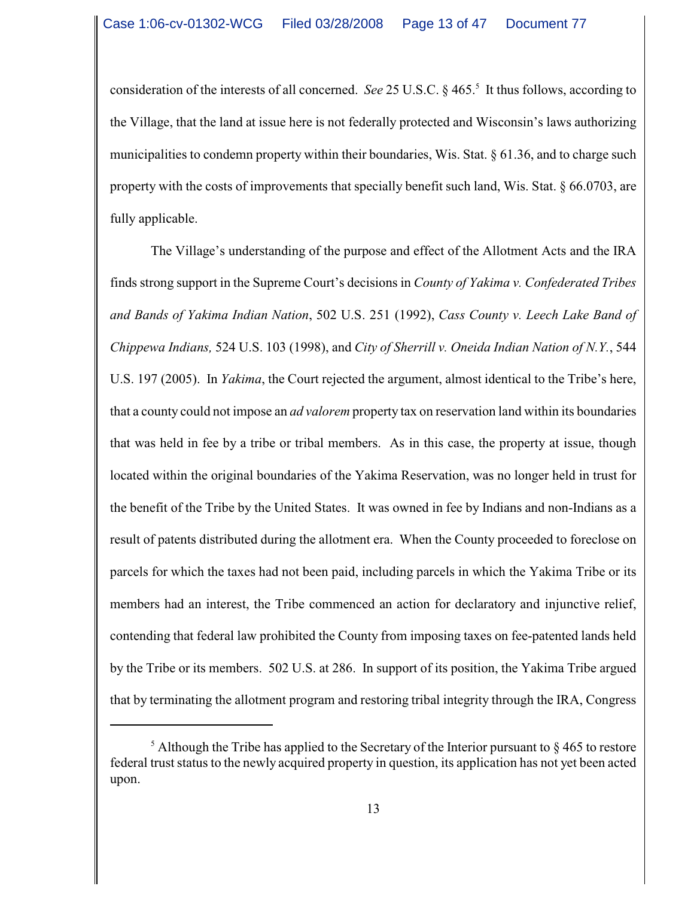consideration of the interests of all concerned. *See* 25 U.S.C. § 465.[5] It thus follows, according to the Village, that the land at issue here is not federally protected and Wisconsin's laws authorizing municipalities to condemn property within their boundaries, Wis. Stat. § 61.36, and to charge such property with the costs of improvements that specially benefit such land, Wis. Stat. § 66.0703, are fully applicable.

The Village's understanding of the purpose and effect of the Allotment Acts and the IRA finds strong support in the Supreme Court's decisions in *County of Yakima v. Confederated Tribes and Bands of Yakima Indian Nation*, 502 U.S. 251 (1992), *Cass County v. Leech Lake Band of Chippewa Indians,* 524 U.S. 103 (1998), and *City of Sherrill v. Oneida Indian Nation of N.Y.*, 544 U.S. 197 (2005). In *Yakima*, the Court rejected the argument, almost identical to the Tribe's here, that a county could not impose an *ad valorem* property tax on reservation land within its boundaries that was held in fee by a tribe or tribal members. As in this case, the property at issue, though located within the original boundaries of the Yakima Reservation, was no longer held in trust for the benefit of the Tribe by the United States. It was owned in fee by Indians and non-Indians as a result of patents distributed during the allotment era. When the County proceeded to foreclose on parcels for which the taxes had not been paid, including parcels in which the Yakima Tribe or its members had an interest, the Tribe commenced an action for declaratory and injunctive relief, contending that federal law prohibited the County from imposing taxes on fee-patented lands held by the Tribe or its members. 502 U.S. at 286. In support of its position, the Yakima Tribe argued that by terminating the allotment program and restoring tribal integrity through the IRA, Congress

[5] Although the Tribe has applied to the Secretary of the Interior pursuant to § 465 to restore federal trust status to the newly acquired property in question, its application has not yet been acted upon.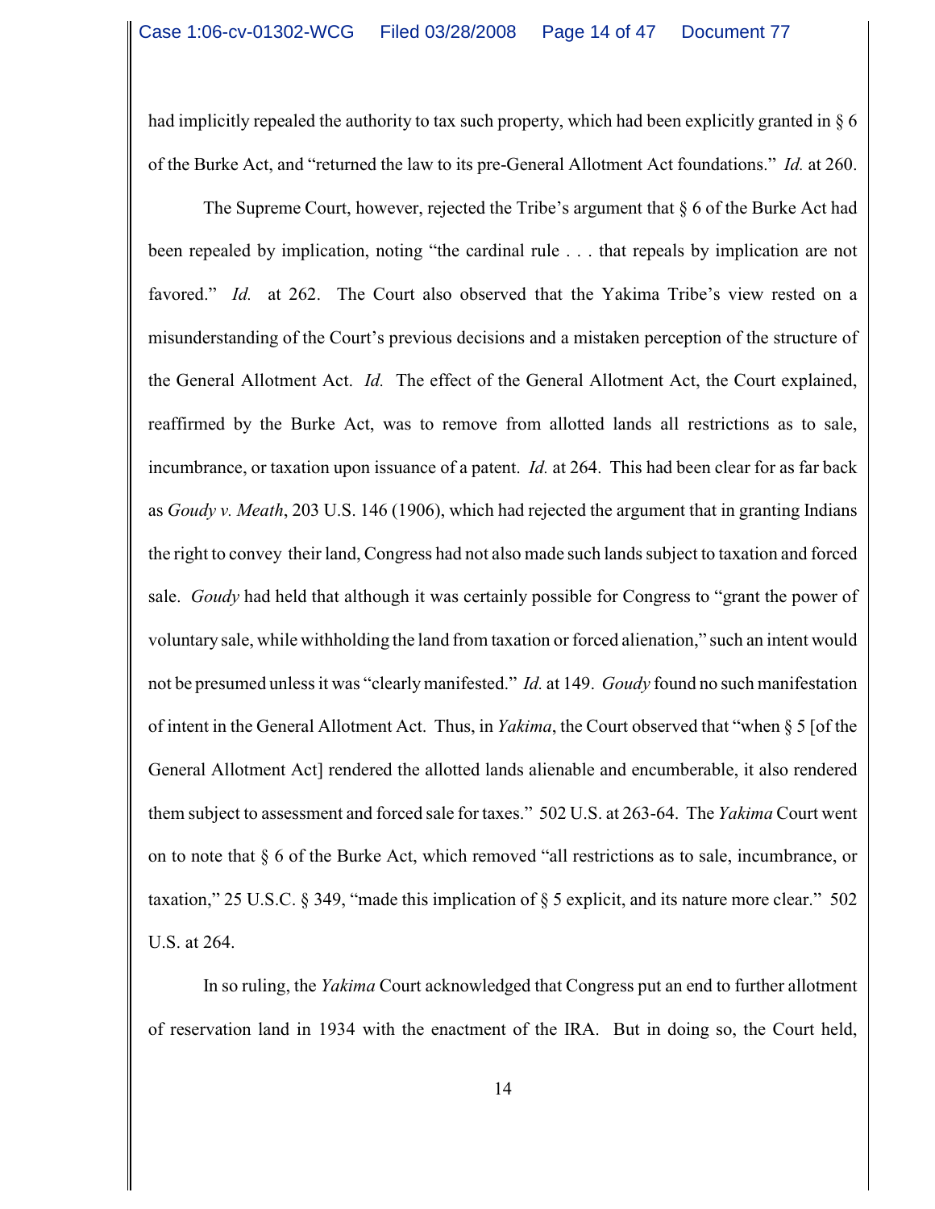had implicitly repealed the authority to tax such property, which had been explicitly granted in § 6 of the Burke Act, and "returned the law to its pre-General Allotment Act foundations." *Id.* at 260.

The Supreme Court, however, rejected the Tribe's argument that § 6 of the Burke Act had been repealed by implication, noting "the cardinal rule . . . that repeals by implication are not favored." *Id.* at 262. The Court also observed that the Yakima Tribe's view rested on a misunderstanding of the Court's previous decisions and a mistaken perception of the structure of the General Allotment Act. *Id.* The effect of the General Allotment Act, the Court explained, reaffirmed by the Burke Act, was to remove from allotted lands all restrictions as to sale, incumbrance, or taxation upon issuance of a patent. *Id.* at 264. This had been clear for as far back as *Goudy v. Meath*, 203 U.S. 146 (1906), which had rejected the argument that in granting Indians the right to convey their land, Congress had not also made such lands subject to taxation and forced sale. *Goudy* had held that although it was certainly possible for Congress to "grant the power of voluntary sale, while withholding the land from taxation or forced alienation," such an intent would not be presumed unless it was "clearly manifested." *Id.* at 149. *Goudy* found no such manifestation of intent in the General Allotment Act. Thus, in *Yakima*, the Court observed that "when § 5 [of the General Allotment Act] rendered the allotted lands alienable and encumberable, it also rendered them subject to assessment and forced sale for taxes." 502 U.S. at 263-64. The *Yakima* Court went on to note that § 6 of the Burke Act, which removed "all restrictions as to sale, incumbrance, or taxation," 25 U.S.C. § 349, "made this implication of § 5 explicit, and its nature more clear." 502 U.S. at 264.

In so ruling, the *Yakima* Court acknowledged that Congress put an end to further allotment of reservation land in 1934 with the enactment of the IRA. But in doing so, the Court held,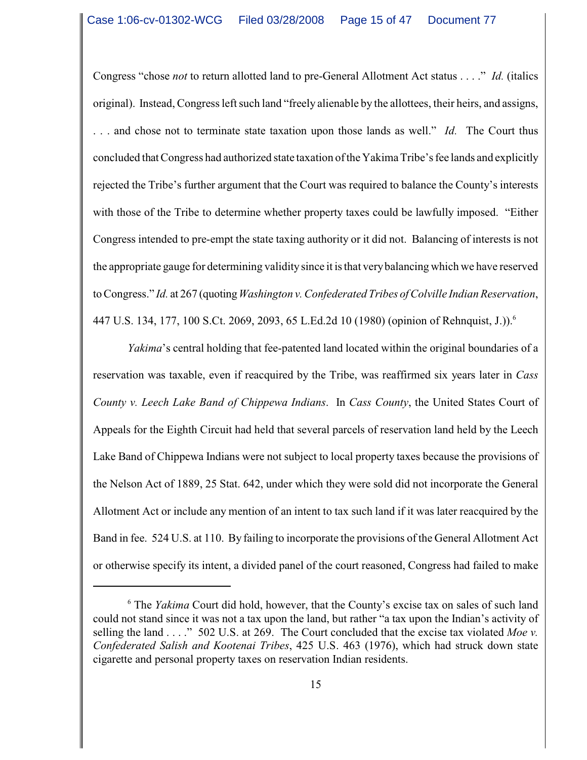Congress "chose *not* to return allotted land to pre-General Allotment Act status . . . ." *Id.* (italics original). Instead, Congress left such land "freely alienable by the allottees, their heirs, and assigns, . . . and chose not to terminate state taxation upon those lands as well." *Id.* The Court thus concluded that Congress had authorized state taxation of the Yakima Tribe's fee lands and explicitly rejected the Tribe's further argument that the Court was required to balance the County's interests with those of the Tribe to determine whether property taxes could be lawfully imposed. "Either Congress intended to pre-empt the state taxing authority or it did not. Balancing of interests is not the appropriate gauge for determining validity since it is that very balancing which we have reserved to Congress." *Id.* at 267 (quoting *Washington v. Confederated Tribes of Colville Indian Reservation*, 447 U.S. 134, 177, 100 S.Ct. 2069, 2093, 65 L.Ed.2d 10 (1980) (opinion of Rehnquist, J.)).[6]

*Yakima*'s central holding that fee-patented land located within the original boundaries of a reservation was taxable, even if reacquired by the Tribe, was reaffirmed six years later in *Cass County v. Leech Lake Band of Chippewa Indians*. In *Cass County*, the United States Court of Appeals for the Eighth Circuit had held that several parcels of reservation land held by the Leech Lake Band of Chippewa Indians were not subject to local property taxes because the provisions of the Nelson Act of 1889, 25 Stat. 642, under which they were sold did not incorporate the General Allotment Act or include any mention of an intent to tax such land if it was later reacquired by the Band in fee. 524 U.S. at 110. By failing to incorporate the provisions of the General Allotment Act or otherwise specify its intent, a divided panel of the court reasoned, Congress had failed to make

---

[6] The *Yakima* Court did hold, however, that the County's excise tax on sales of such land could not stand since it was not a tax upon the land, but rather "a tax upon the Indian's activity of selling the land . . . ." 502 U.S. at 269. The Court concluded that the excise tax violated *Moe v. Confederated Salish and Kootenai Tribes*, 425 U.S. 463 (1976), which had struck down state cigarette and personal property taxes on reservation Indian residents.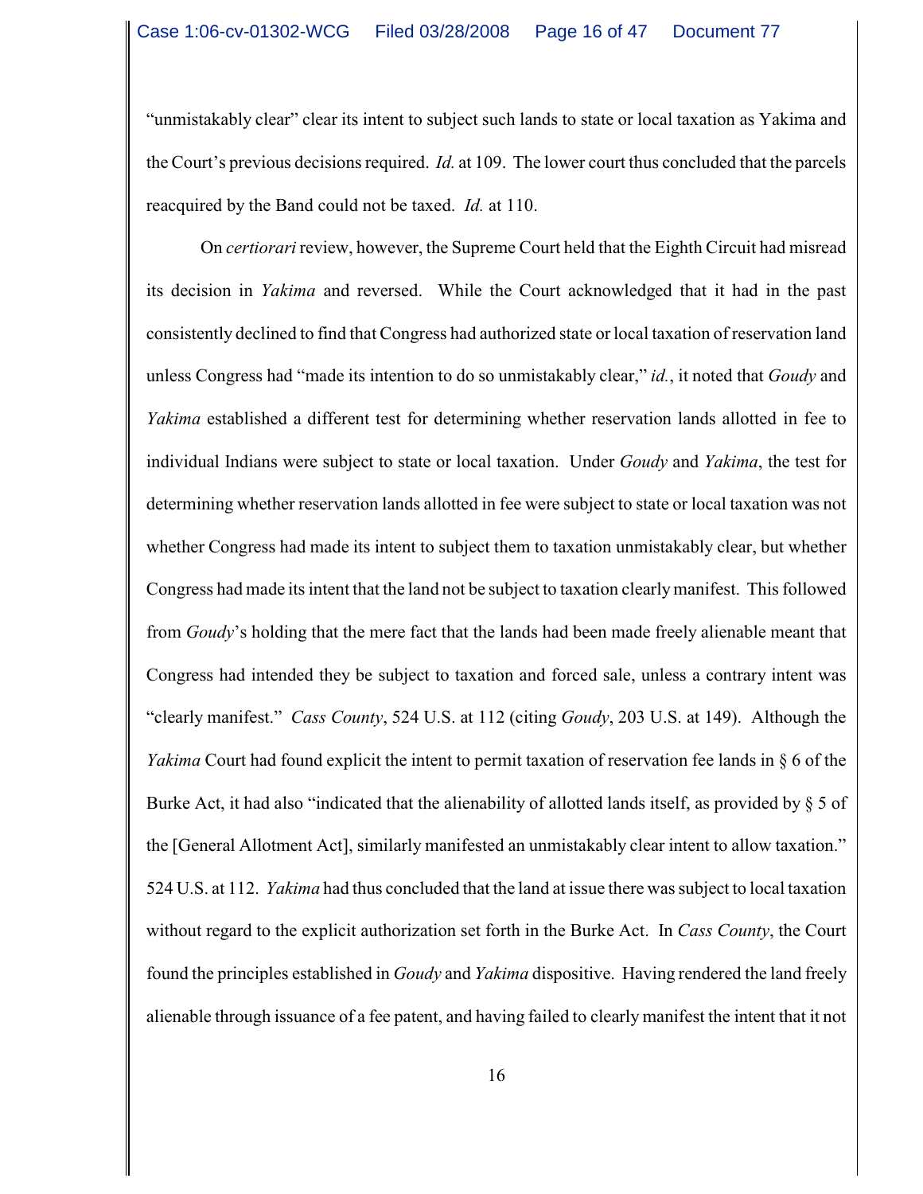"unmistakably clear" clear its intent to subject such lands to state or local taxation as Yakima and the Court's previous decisions required. *Id.* at 109. The lower court thus concluded that the parcels reacquired by the Band could not be taxed. *Id.* at 110.

On *certiorari* review, however, the Supreme Court held that the Eighth Circuit had misread its decision in *Yakima* and reversed. While the Court acknowledged that it had in the past consistently declined to find that Congress had authorized state or local taxation of reservation land unless Congress had "made its intention to do so unmistakably clear," *id.*, it noted that *Goudy* and *Yakima* established a different test for determining whether reservation lands allotted in fee to individual Indians were subject to state or local taxation. Under *Goudy* and *Yakima*, the test for determining whether reservation lands allotted in fee were subject to state or local taxation was not whether Congress had made its intent to subject them to taxation unmistakably clear, but whether Congress had made its intent that the land not be subject to taxation clearly manifest. This followed from *Goudy*'s holding that the mere fact that the lands had been made freely alienable meant that Congress had intended they be subject to taxation and forced sale, unless a contrary intent was "clearly manifest." *Cass County*, 524 U.S. at 112 (citing *Goudy*, 203 U.S. at 149). Although the *Yakima* Court had found explicit the intent to permit taxation of reservation fee lands in § 6 of the Burke Act, it had also "indicated that the alienability of allotted lands itself, as provided by § 5 of the [General Allotment Act], similarly manifested an unmistakably clear intent to allow taxation." 524 U.S. at 112. *Yakima* had thus concluded that the land at issue there was subject to local taxation without regard to the explicit authorization set forth in the Burke Act. In *Cass County*, the Court found the principles established in *Goudy* and *Yakima* dispositive. Having rendered the land freely alienable through issuance of a fee patent, and having failed to clearly manifest the intent that it not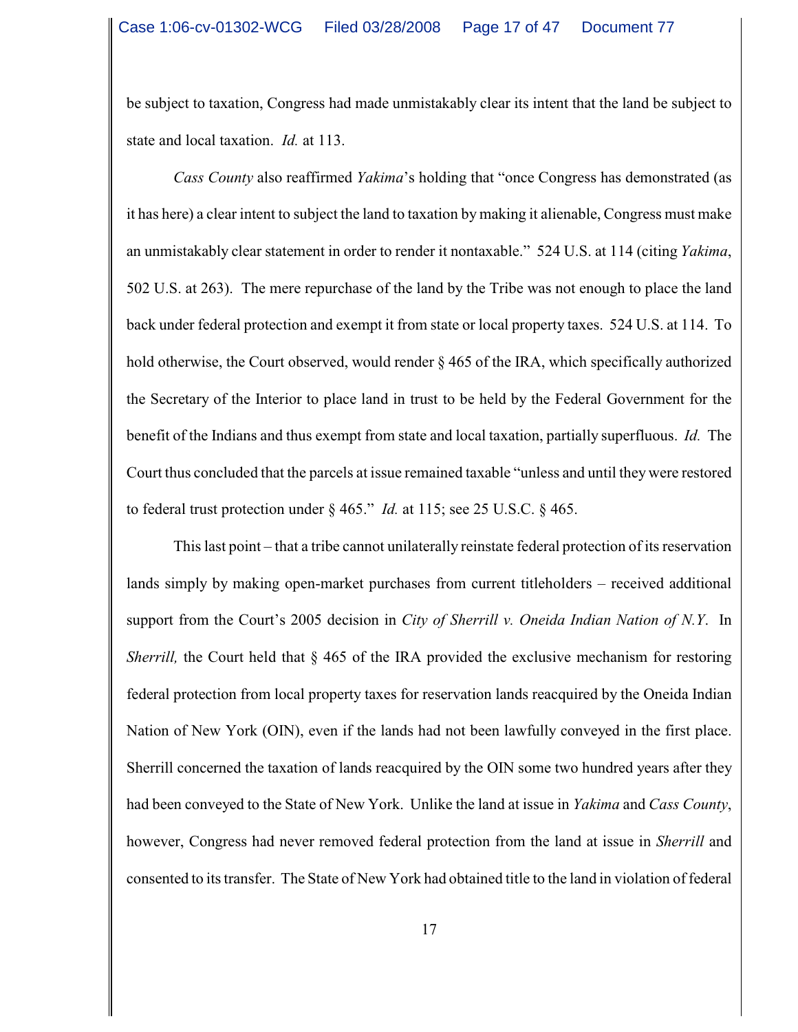be subject to taxation, Congress had made unmistakably clear its intent that the land be subject to state and local taxation. *Id.* at 113.

*Cass County* also reaffirmed *Yakima*'s holding that "once Congress has demonstrated (as it has here) a clear intent to subject the land to taxation by making it alienable, Congress must make an unmistakably clear statement in order to render it nontaxable." 524 U.S. at 114 (citing *Yakima*, 502 U.S. at 263). The mere repurchase of the land by the Tribe was not enough to place the land back under federal protection and exempt it from state or local property taxes. 524 U.S. at 114. To hold otherwise, the Court observed, would render § 465 of the IRA, which specifically authorized the Secretary of the Interior to place land in trust to be held by the Federal Government for the benefit of the Indians and thus exempt from state and local taxation, partially superfluous. *Id.* The Court thus concluded that the parcels at issue remained taxable "unless and until they were restored to federal trust protection under § 465." *Id.* at 115; see 25 U.S.C. § 465.

This last point – that a tribe cannot unilaterally reinstate federal protection of its reservation lands simply by making open-market purchases from current titleholders – received additional support from the Court's 2005 decision in *City of Sherrill v. Oneida Indian Nation of N.Y*. In *Sherrill,* the Court held that § 465 of the IRA provided the exclusive mechanism for restoring federal protection from local property taxes for reservation lands reacquired by the Oneida Indian Nation of New York (OIN), even if the lands had not been lawfully conveyed in the first place. Sherrill concerned the taxation of lands reacquired by the OIN some two hundred years after they had been conveyed to the State of New York. Unlike the land at issue in *Yakima* and *Cass County*, however, Congress had never removed federal protection from the land at issue in *Sherrill* and consented to its transfer. The State of New York had obtained title to the land in violation of federal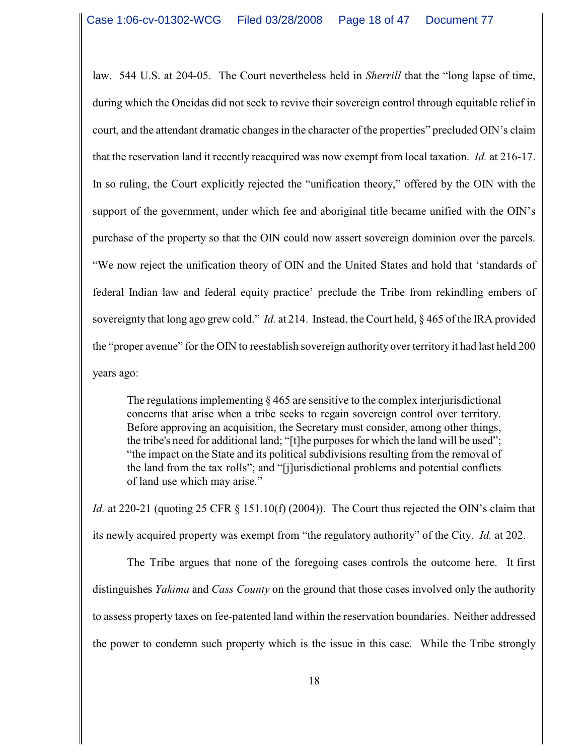law. 544 U.S. at 204-05. The Court nevertheless held in *Sherrill* that the "long lapse of time, during which the Oneidas did not seek to revive their sovereign control through equitable relief in court, and the attendant dramatic changes in the character of the properties" precluded OIN's claim that the reservation land it recently reacquired was now exempt from local taxation. *Id.* at 216-17. In so ruling, the Court explicitly rejected the "unification theory," offered by the OIN with the support of the government, under which fee and aboriginal title became unified with the OIN's purchase of the property so that the OIN could now assert sovereign dominion over the parcels. "We now reject the unification theory of OIN and the United States and hold that 'standards of federal Indian law and federal equity practice' preclude the Tribe from rekindling embers of sovereignty that long ago grew cold." *Id.* at 214. Instead, the Court held, § 465 of the IRA provided the "proper avenue" for the OIN to reestablish sovereign authority over territory it had last held 200 years ago:

> The regulations implementing § 465 are sensitive to the complex interjurisdictional concerns that arise when a tribe seeks to regain sovereign control over territory. Before approving an acquisition, the Secretary must consider, among other things, the tribe's need for additional land; "[t]he purposes for which the land will be used"; "the impact on the State and its political subdivisions resulting from the removal of the land from the tax rolls"; and "[j]urisdictional problems and potential conflicts of land use which may arise."

*Id.* at 220-21 (quoting 25 CFR § 151.10(f) (2004)). The Court thus rejected the OIN's claim that its newly acquired property was exempt from "the regulatory authority" of the City. *Id.* at 202.

The Tribe argues that none of the foregoing cases controls the outcome here. It first distinguishes *Yakima* and *Cass County* on the ground that those cases involved only the authority to assess property taxes on fee-patented land within the reservation boundaries. Neither addressed the power to condemn such property which is the issue in this case. While the Tribe strongly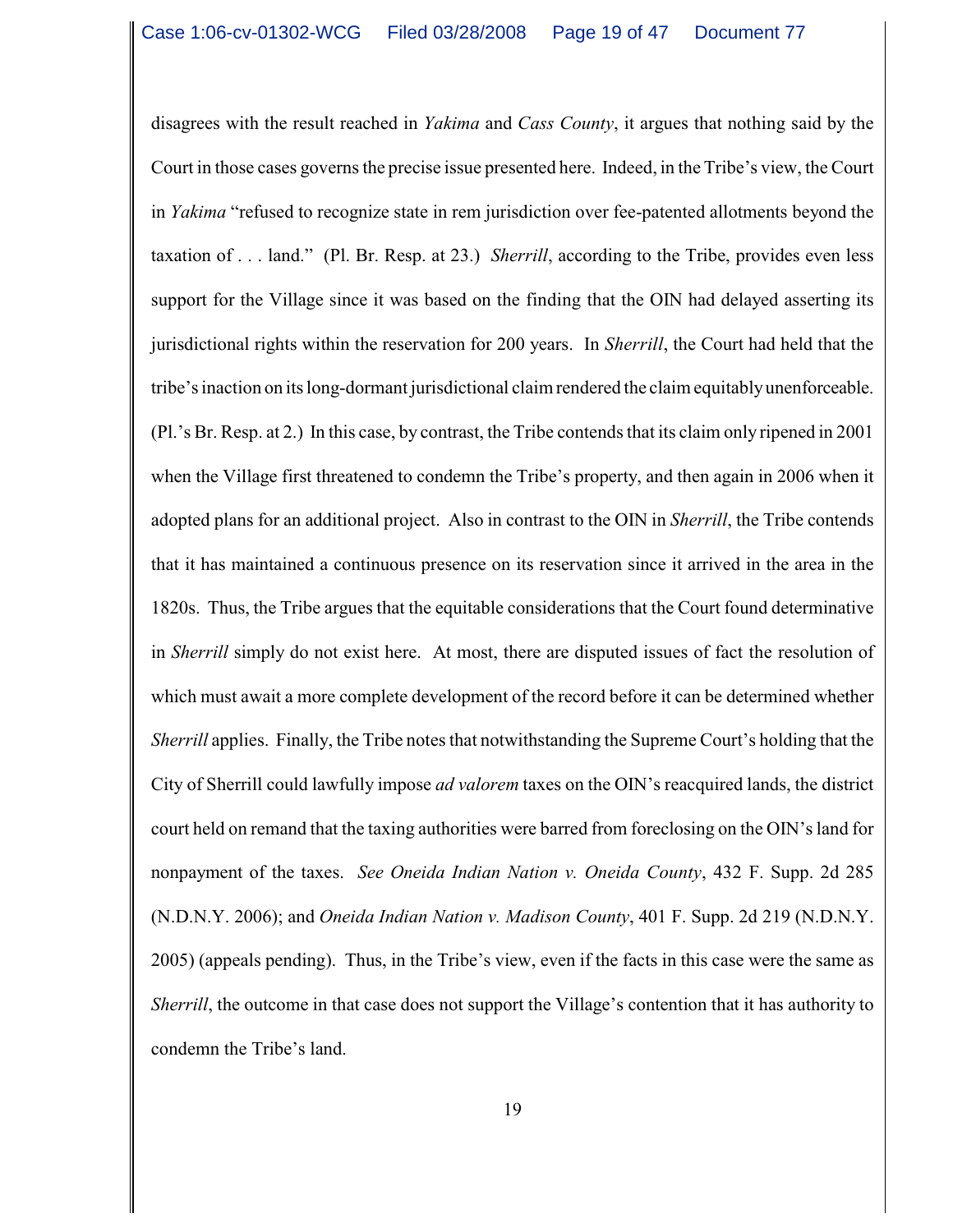disagrees with the result reached in *Yakima* and *Cass County*, it argues that nothing said by the Court in those cases governs the precise issue presented here. Indeed, in the Tribe's view, the Court in *Yakima* "refused to recognize state in rem jurisdiction over fee-patented allotments beyond the taxation of . . . land." (Pl. Br. Resp. at 23.) *Sherrill*, according to the Tribe, provides even less support for the Village since it was based on the finding that the OIN had delayed asserting its jurisdictional rights within the reservation for 200 years. In *Sherrill*, the Court had held that the tribe's inaction on its long-dormant jurisdictional claim rendered the claim equitably unenforceable. (Pl.'s Br. Resp. at 2.) In this case, by contrast, the Tribe contends that its claim only ripened in 2001 when the Village first threatened to condemn the Tribe's property, and then again in 2006 when it adopted plans for an additional project. Also in contrast to the OIN in *Sherrill*, the Tribe contends that it has maintained a continuous presence on its reservation since it arrived in the area in the 1820s. Thus, the Tribe argues that the equitable considerations that the Court found determinative in *Sherrill* simply do not exist here. At most, there are disputed issues of fact the resolution of which must await a more complete development of the record before it can be determined whether *Sherrill* applies. Finally, the Tribe notes that notwithstanding the Supreme Court's holding that the City of Sherrill could lawfully impose *ad valorem* taxes on the OIN's reacquired lands, the district court held on remand that the taxing authorities were barred from foreclosing on the OIN's land for nonpayment of the taxes. *See Oneida Indian Nation v. Oneida County*, 432 F. Supp. 2d 285 (N.D.N.Y. 2006); and *Oneida Indian Nation v. Madison County*, 401 F. Supp. 2d 219 (N.D.N.Y. 2005) (appeals pending). Thus, in the Tribe's view, even if the facts in this case were the same as *Sherrill*, the outcome in that case does not support the Village's contention that it has authority to condemn the Tribe's land.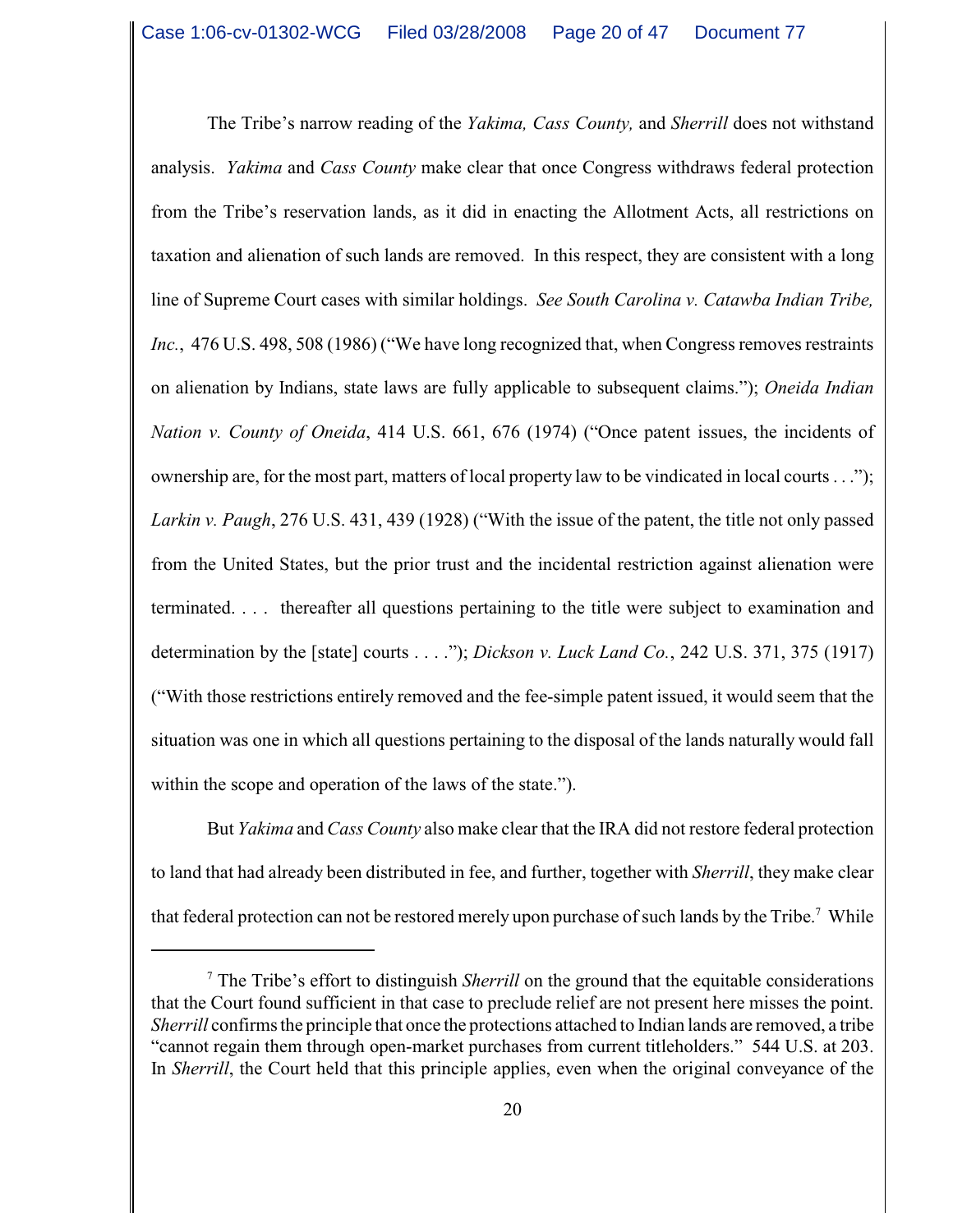The Tribe's narrow reading of the *Yakima, Cass County,* and *Sherrill* does not withstand analysis. *Yakima* and *Cass County* make clear that once Congress withdraws federal protection from the Tribe's reservation lands, as it did in enacting the Allotment Acts, all restrictions on taxation and alienation of such lands are removed. In this respect, they are consistent with a long line of Supreme Court cases with similar holdings. *See South Carolina v. Catawba Indian Tribe, Inc.*, 476 U.S. 498, 508 (1986) ("We have long recognized that, when Congress removes restraints on alienation by Indians, state laws are fully applicable to subsequent claims."); *Oneida Indian Nation v. County of Oneida*, 414 U.S. 661, 676 (1974) ("Once patent issues, the incidents of ownership are, for the most part, matters of local property law to be vindicated in local courts . . ."); *Larkin v. Paugh*, 276 U.S. 431, 439 (1928) ("With the issue of the patent, the title not only passed from the United States, but the prior trust and the incidental restriction against alienation were terminated. . . . thereafter all questions pertaining to the title were subject to examination and determination by the [state] courts . . . ."); *Dickson v. Luck Land Co.*, 242 U.S. 371, 375 (1917) ("With those restrictions entirely removed and the fee-simple patent issued, it would seem that the situation was one in which all questions pertaining to the disposal of the lands naturally would fall within the scope and operation of the laws of the state.").

But *Yakima* and *Cass County* also make clear that the IRA did not restore federal protection to land that had already been distributed in fee, and further, together with *Sherrill*, they make clear that federal protection can not be restored merely upon purchase of such lands by the Tribe.[7] While

[7] The Tribe's effort to distinguish *Sherrill* on the ground that the equitable considerations that the Court found sufficient in that case to preclude relief are not present here misses the point. *Sherrill* confirms the principle that once the protections attached to Indian lands are removed, a tribe "cannot regain them through open-market purchases from current titleholders." 544 U.S. at 203. In *Sherrill*, the Court held that this principle applies, even when the original conveyance of the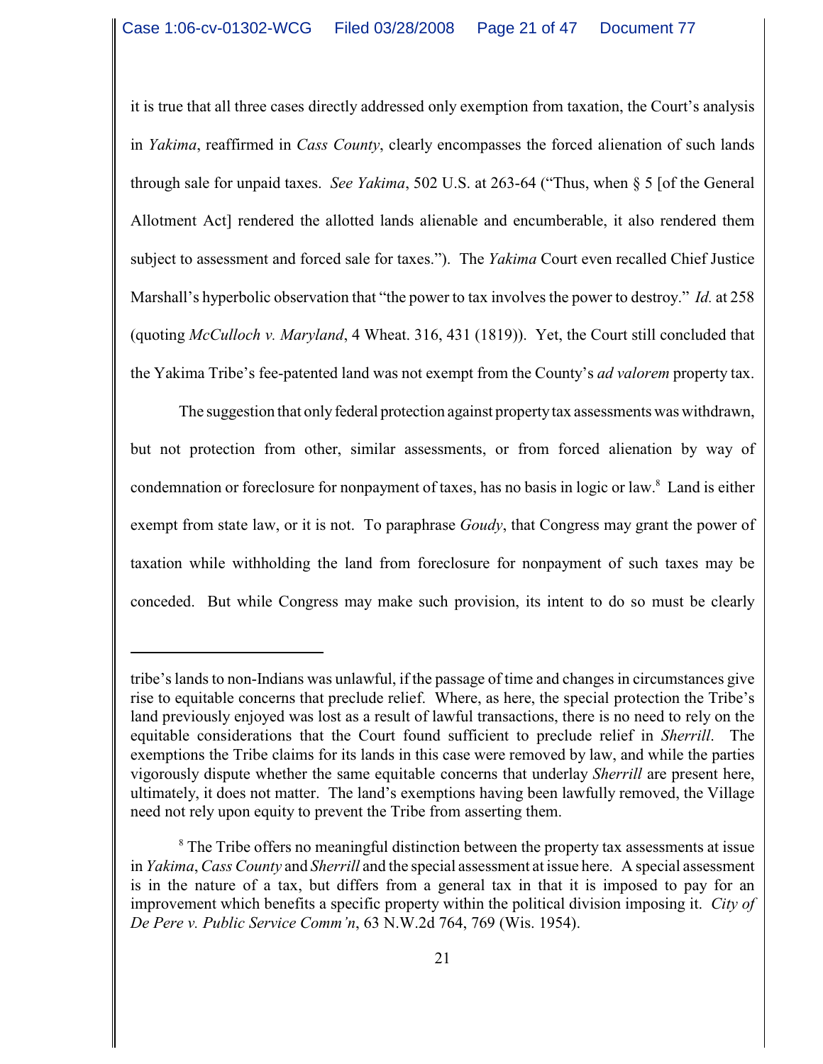it is true that all three cases directly addressed only exemption from taxation, the Court's analysis in *Yakima*, reaffirmed in *Cass County*, clearly encompasses the forced alienation of such lands through sale for unpaid taxes. *See Yakima*, 502 U.S. at 263-64 ("Thus, when § 5 [of the General Allotment Act] rendered the allotted lands alienable and encumberable, it also rendered them subject to assessment and forced sale for taxes."). The *Yakima* Court even recalled Chief Justice Marshall's hyperbolic observation that "the power to tax involves the power to destroy." *Id.* at 258 (quoting *McCulloch v. Maryland*, 4 Wheat. 316, 431 (1819)). Yet, the Court still concluded that the Yakima Tribe's fee-patented land was not exempt from the County's *ad valorem* property tax.

The suggestion that only federal protection against property tax assessments was withdrawn, but not protection from other, similar assessments, or from forced alienation by way of condemnation or foreclosure for nonpayment of taxes, has no basis in logic or law.[8] Land is either exempt from state law, or it is not. To paraphrase *Goudy*, that Congress may grant the power of taxation while withholding the land from foreclosure for nonpayment of such taxes may be conceded. But while Congress may make such provision, its intent to do so must be clearly

---

tribe's lands to non-Indians was unlawful, if the passage of time and changes in circumstances give rise to equitable concerns that preclude relief. Where, as here, the special protection the Tribe's land previously enjoyed was lost as a result of lawful transactions, there is no need to rely on the equitable considerations that the Court found sufficient to preclude relief in *Sherrill*. The exemptions the Tribe claims for its lands in this case were removed by law, and while the parties vigorously dispute whether the same equitable concerns that underlay *Sherrill* are present here, ultimately, it does not matter. The land's exemptions having been lawfully removed, the Village need not rely upon equity to prevent the Tribe from asserting them.

[8] The Tribe offers no meaningful distinction between the property tax assessments at issue in *Yakima*, *Cass County* and *Sherrill* and the special assessment at issue here. A special assessment is in the nature of a tax, but differs from a general tax in that it is imposed to pay for an improvement which benefits a specific property within the political division imposing it. *City of De Pere v. Public Service Comm'n*, 63 N.W.2d 764, 769 (Wis. 1954).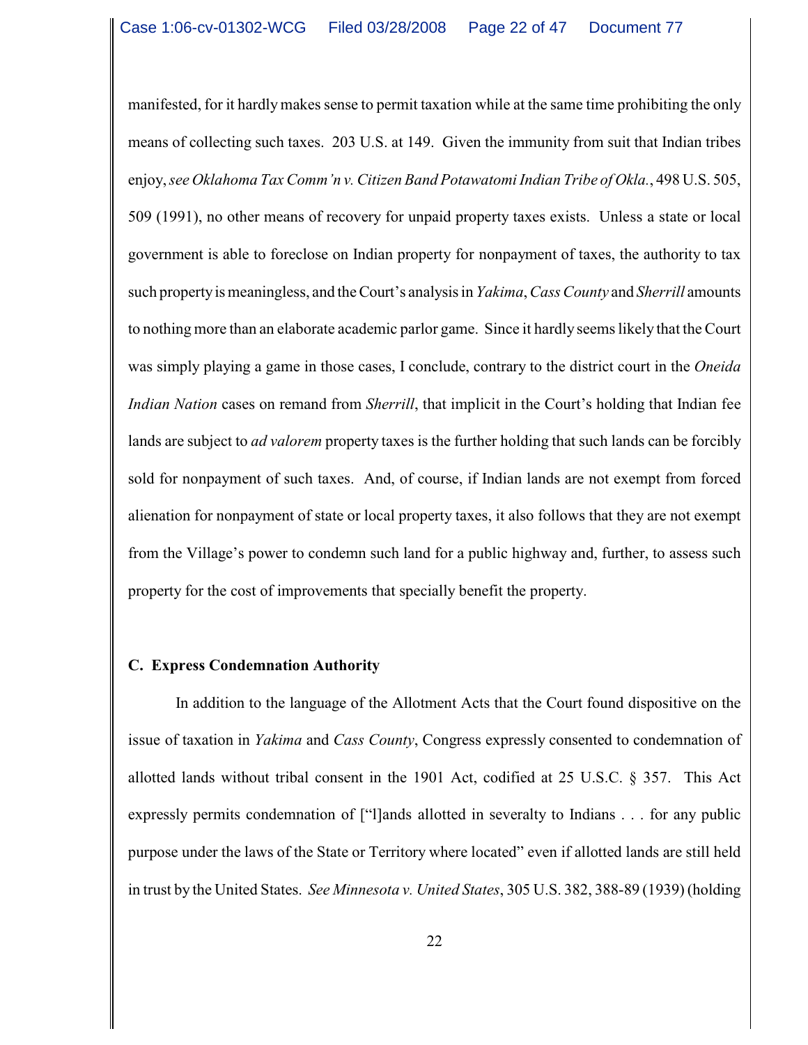manifested, for it hardly makes sense to permit taxation while at the same time prohibiting the only means of collecting such taxes. 203 U.S. at 149. Given the immunity from suit that Indian tribes enjoy, *see Oklahoma Tax Comm'n v. Citizen Band Potawatomi Indian Tribe of Okla.*, 498 U.S. 505, 509 (1991), no other means of recovery for unpaid property taxes exists. Unless a state or local government is able to foreclose on Indian property for nonpayment of taxes, the authority to tax such property is meaningless, and the Court's analysis in *Yakima*, *Cass County* and *Sherrill* amounts to nothing more than an elaborate academic parlor game. Since it hardly seems likely that the Court was simply playing a game in those cases, I conclude, contrary to the district court in the *Oneida Indian Nation* cases on remand from *Sherrill*, that implicit in the Court's holding that Indian fee lands are subject to *ad valorem* property taxes is the further holding that such lands can be forcibly sold for nonpayment of such taxes. And, of course, if Indian lands are not exempt from forced alienation for nonpayment of state or local property taxes, it also follows that they are not exempt from the Village's power to condemn such land for a public highway and, further, to assess such property for the cost of improvements that specially benefit the property.

**C. Express Condemnation Authority**

In addition to the language of the Allotment Acts that the Court found dispositive on the issue of taxation in *Yakima* and *Cass County*, Congress expressly consented to condemnation of allotted lands without tribal consent in the 1901 Act, codified at 25 U.S.C. § 357. This Act expressly permits condemnation of ["l]ands allotted in severalty to Indians . . . for any public purpose under the laws of the State or Territory where located" even if allotted lands are still held in trust by the United States. *See Minnesota v. United States*, 305 U.S. 382, 388-89 (1939) (holding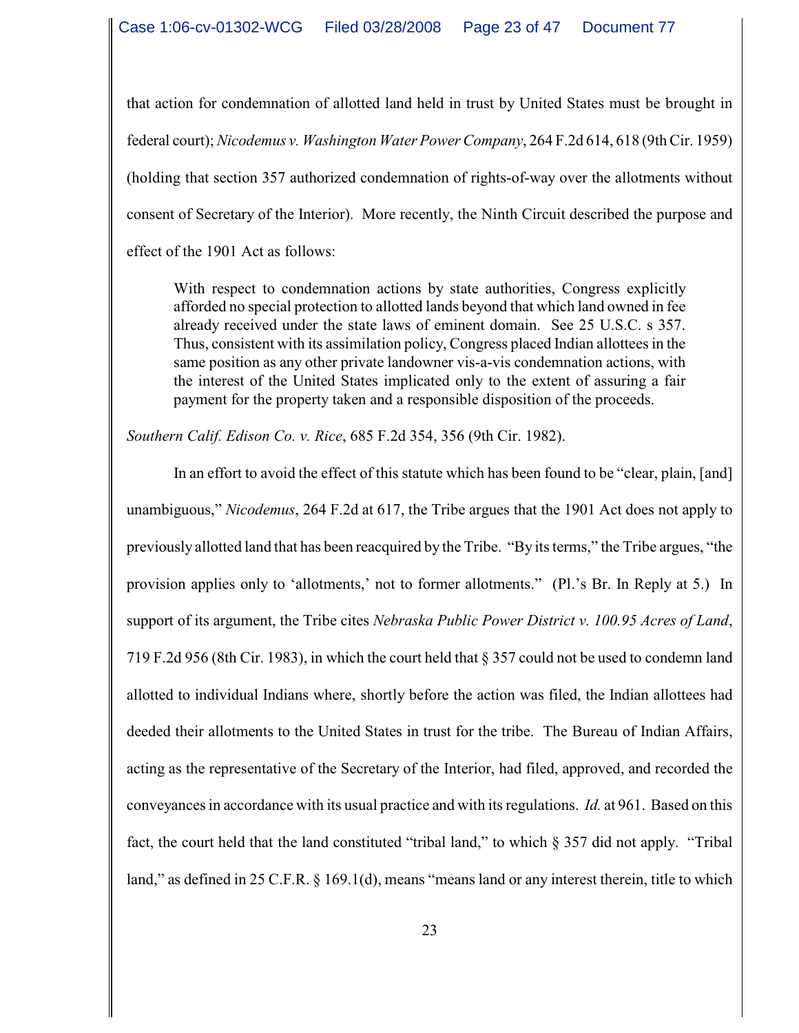that action for condemnation of allotted land held in trust by United States must be brought in federal court); *Nicodemus v. Washington Water Power Company*, 264 F.2d 614, 618 (9th Cir. 1959) (holding that section 357 authorized condemnation of rights-of-way over the allotments without consent of Secretary of the Interior). More recently, the Ninth Circuit described the purpose and effect of the 1901 Act as follows:

> With respect to condemnation actions by state authorities, Congress explicitly afforded no special protection to allotted lands beyond that which land owned in fee already received under the state laws of eminent domain. See 25 U.S.C. s 357. Thus, consistent with its assimilation policy, Congress placed Indian allottees in the same position as any other private landowner vis-a-vis condemnation actions, with the interest of the United States implicated only to the extent of assuring a fair payment for the property taken and a responsible disposition of the proceeds.

*Southern Calif. Edison Co. v. Rice*, 685 F.2d 354, 356 (9th Cir. 1982).

In an effort to avoid the effect of this statute which has been found to be "clear, plain, [and] unambiguous," *Nicodemus*, 264 F.2d at 617, the Tribe argues that the 1901 Act does not apply to previously allotted land that has been reacquired by the Tribe. "By its terms," the Tribe argues, "the provision applies only to 'allotments,' not to former allotments." (Pl.'s Br. In Reply at 5.) In support of its argument, the Tribe cites *Nebraska Public Power District v. 100.95 Acres of Land*, 719 F.2d 956 (8th Cir. 1983), in which the court held that § 357 could not be used to condemn land allotted to individual Indians where, shortly before the action was filed, the Indian allottees had deeded their allotments to the United States in trust for the tribe. The Bureau of Indian Affairs, acting as the representative of the Secretary of the Interior, had filed, approved, and recorded the conveyances in accordance with its usual practice and with its regulations. *Id.* at 961. Based on this fact, the court held that the land constituted "tribal land," to which § 357 did not apply. "Tribal land," as defined in 25 C.F.R. § 169.1(d), means "means land or any interest therein, title to which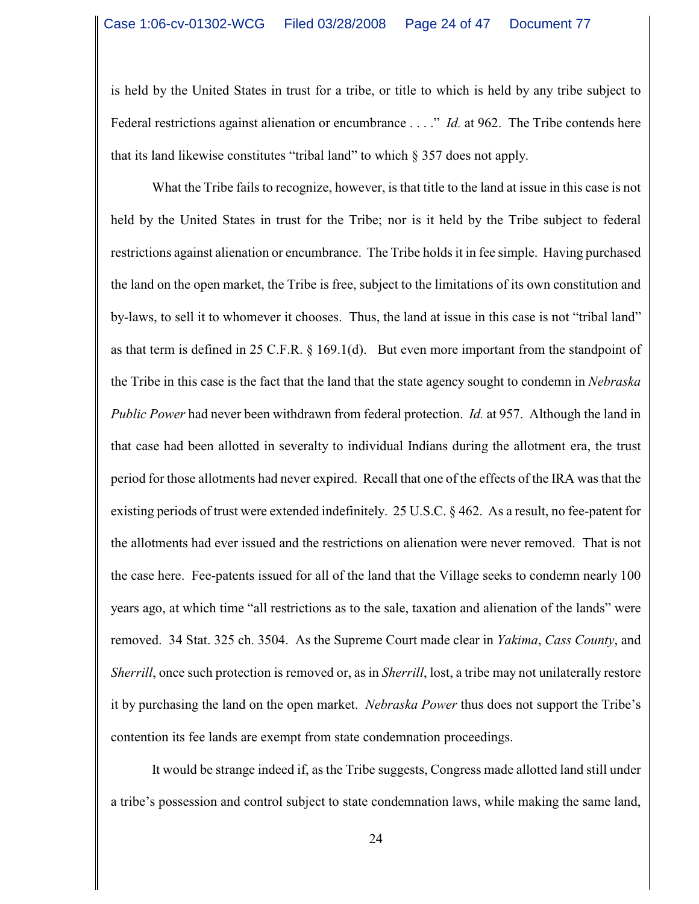is held by the United States in trust for a tribe, or title to which is held by any tribe subject to Federal restrictions against alienation or encumbrance . . . ." *Id.* at 962. The Tribe contends here that its land likewise constitutes "tribal land" to which § 357 does not apply.

What the Tribe fails to recognize, however, is that title to the land at issue in this case is not held by the United States in trust for the Tribe; nor is it held by the Tribe subject to federal restrictions against alienation or encumbrance. The Tribe holds it in fee simple. Having purchased the land on the open market, the Tribe is free, subject to the limitations of its own constitution and by-laws, to sell it to whomever it chooses. Thus, the land at issue in this case is not "tribal land" as that term is defined in 25 C.F.R. § 169.1(d). But even more important from the standpoint of the Tribe in this case is the fact that the land that the state agency sought to condemn in *Nebraska Public Power* had never been withdrawn from federal protection. *Id.* at 957. Although the land in that case had been allotted in severalty to individual Indians during the allotment era, the trust period for those allotments had never expired. Recall that one of the effects of the IRA was that the existing periods of trust were extended indefinitely. 25 U.S.C. § 462. As a result, no fee-patent for the allotments had ever issued and the restrictions on alienation were never removed. That is not the case here. Fee-patents issued for all of the land that the Village seeks to condemn nearly 100 years ago, at which time "all restrictions as to the sale, taxation and alienation of the lands" were removed. 34 Stat. 325 ch. 3504. As the Supreme Court made clear in *Yakima*, *Cass County*, and *Sherrill*, once such protection is removed or, as in *Sherrill*, lost, a tribe may not unilaterally restore it by purchasing the land on the open market. *Nebraska Power* thus does not support the Tribe's contention its fee lands are exempt from state condemnation proceedings.

It would be strange indeed if, as the Tribe suggests, Congress made allotted land still under a tribe's possession and control subject to state condemnation laws, while making the same land,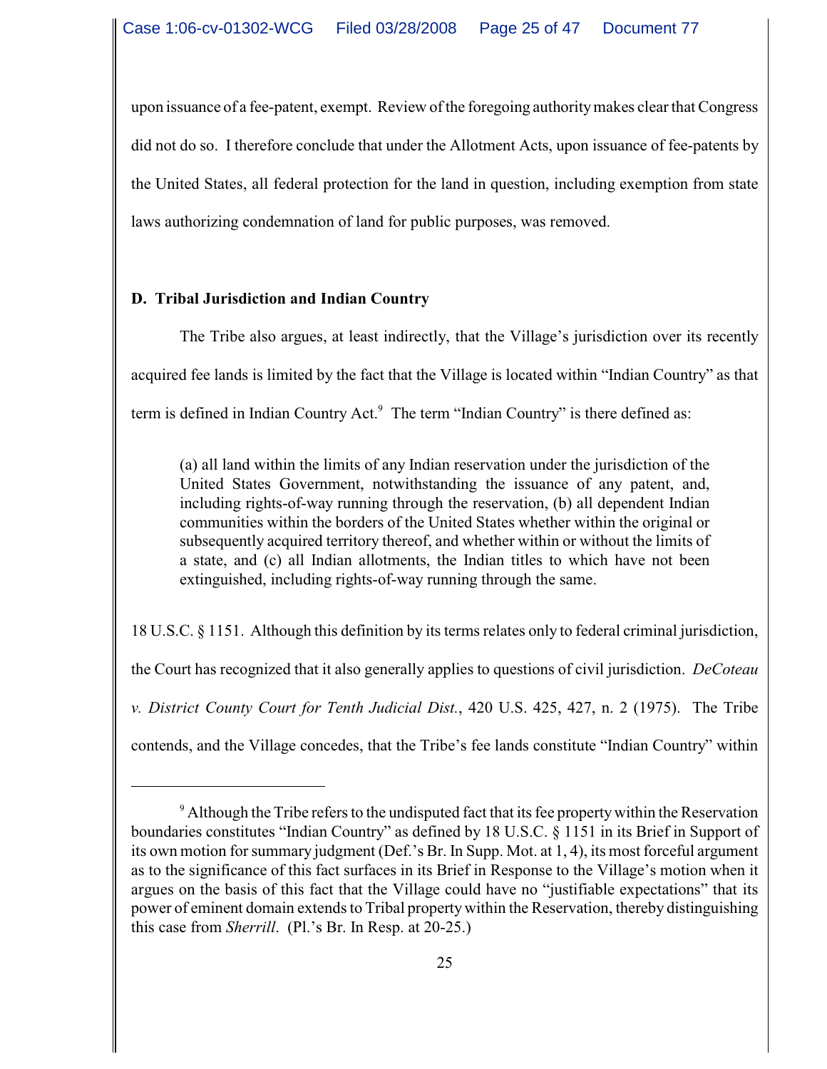upon issuance of a fee-patent, exempt. Review of the foregoing authority makes clear that Congress did not do so. I therefore conclude that under the Allotment Acts, upon issuance of fee-patents by the United States, all federal protection for the land in question, including exemption from state laws authorizing condemnation of land for public purposes, was removed.

### D. Tribal Jurisdiction and Indian Country

The Tribe also argues, at least indirectly, that the Village's jurisdiction over its recently acquired fee lands is limited by the fact that the Village is located within "Indian Country" as that term is defined in Indian Country Act.[9] The term "Indian Country" is there defined as:

> (a) all land within the limits of any Indian reservation under the jurisdiction of the United States Government, notwithstanding the issuance of any patent, and, including rights-of-way running through the reservation, (b) all dependent Indian communities within the borders of the United States whether within the original or subsequently acquired territory thereof, and whether within or without the limits of a state, and (c) all Indian allotments, the Indian titles to which have not been extinguished, including rights-of-way running through the same.

18 U.S.C. § 1151. Although this definition by its terms relates only to federal criminal jurisdiction, the Court has recognized that it also generally applies to questions of civil jurisdiction. *DeCoteau v. District County Court for Tenth Judicial Dist.*, 420 U.S. 425, 427, n. 2 (1975). The Tribe contends, and the Village concedes, that the Tribe's fee lands constitute "Indian Country" within

---

[9] Although the Tribe refers to the undisputed fact that its fee property within the Reservation boundaries constitutes "Indian Country" as defined by 18 U.S.C. § 1151 in its Brief in Support of its own motion for summary judgment (Def.'s Br. In Supp. Mot. at 1, 4), its most forceful argument as to the significance of this fact surfaces in its Brief in Response to the Village's motion when it argues on the basis of this fact that the Village could have no "justifiable expectations" that its power of eminent domain extends to Tribal property within the Reservation, thereby distinguishing this case from *Sherrill*. (Pl.'s Br. In Resp. at 20-25.)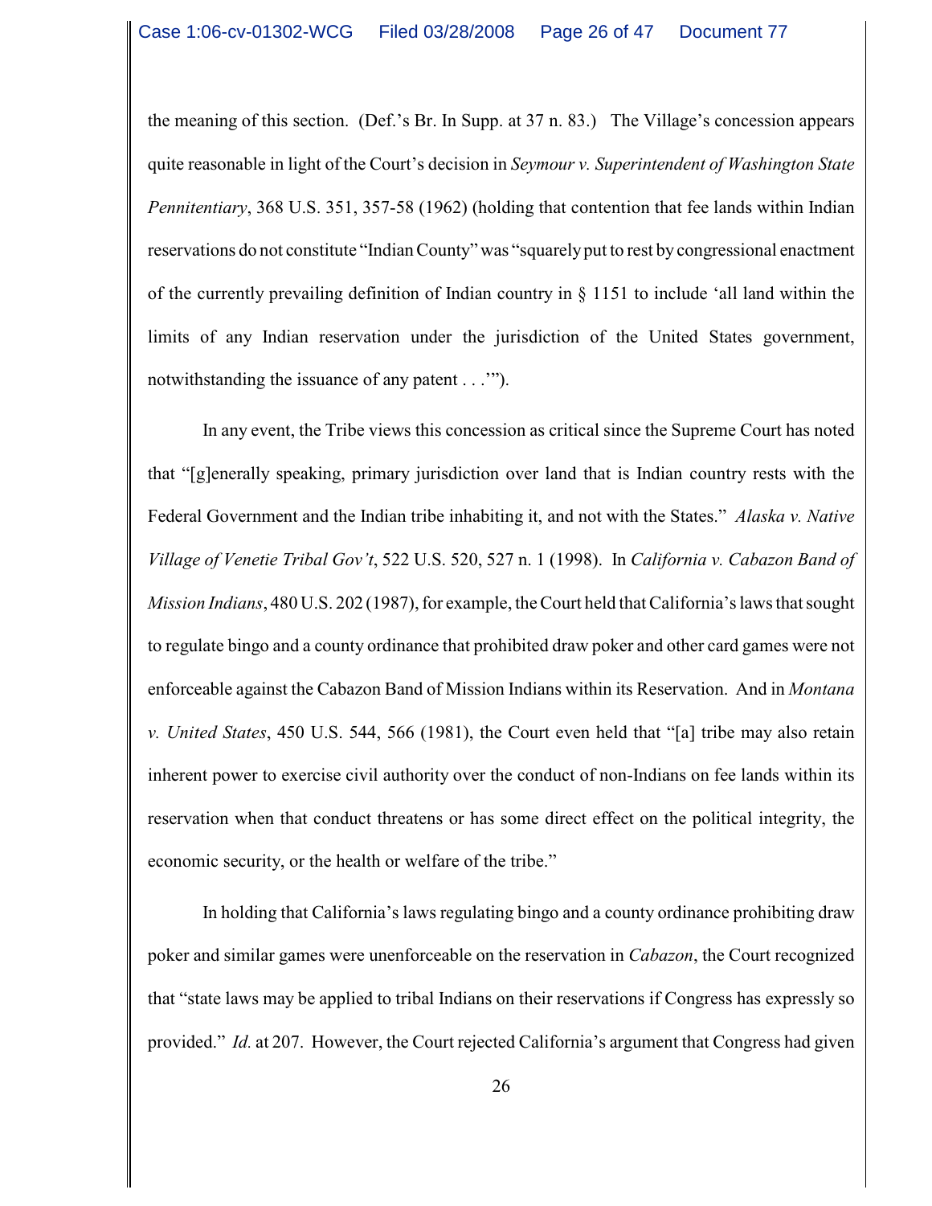the meaning of this section. (Def.'s Br. In Supp. at 37 n. 83.) The Village's concession appears quite reasonable in light of the Court's decision in *Seymour v. Superintendent of Washington State Pennitentiary*, 368 U.S. 351, 357-58 (1962) (holding that contention that fee lands within Indian reservations do not constitute "Indian County" was "squarely put to rest by congressional enactment of the currently prevailing definition of Indian country in § 1151 to include 'all land within the limits of any Indian reservation under the jurisdiction of the United States government, notwithstanding the issuance of any patent . . .'").

In any event, the Tribe views this concession as critical since the Supreme Court has noted that "[g]enerally speaking, primary jurisdiction over land that is Indian country rests with the Federal Government and the Indian tribe inhabiting it, and not with the States." *Alaska v. Native Village of Venetie Tribal Gov't*, 522 U.S. 520, 527 n. 1 (1998). In *California v. Cabazon Band of Mission Indians*, 480 U.S. 202 (1987), for example, the Court held that California's laws that sought to regulate bingo and a county ordinance that prohibited draw poker and other card games were not enforceable against the Cabazon Band of Mission Indians within its Reservation. And in *Montana v. United States*, 450 U.S. 544, 566 (1981), the Court even held that "[a] tribe may also retain inherent power to exercise civil authority over the conduct of non-Indians on fee lands within its reservation when that conduct threatens or has some direct effect on the political integrity, the economic security, or the health or welfare of the tribe."

In holding that California's laws regulating bingo and a county ordinance prohibiting draw poker and similar games were unenforceable on the reservation in *Cabazon*, the Court recognized that "state laws may be applied to tribal Indians on their reservations if Congress has expressly so provided." *Id.* at 207. However, the Court rejected California's argument that Congress had given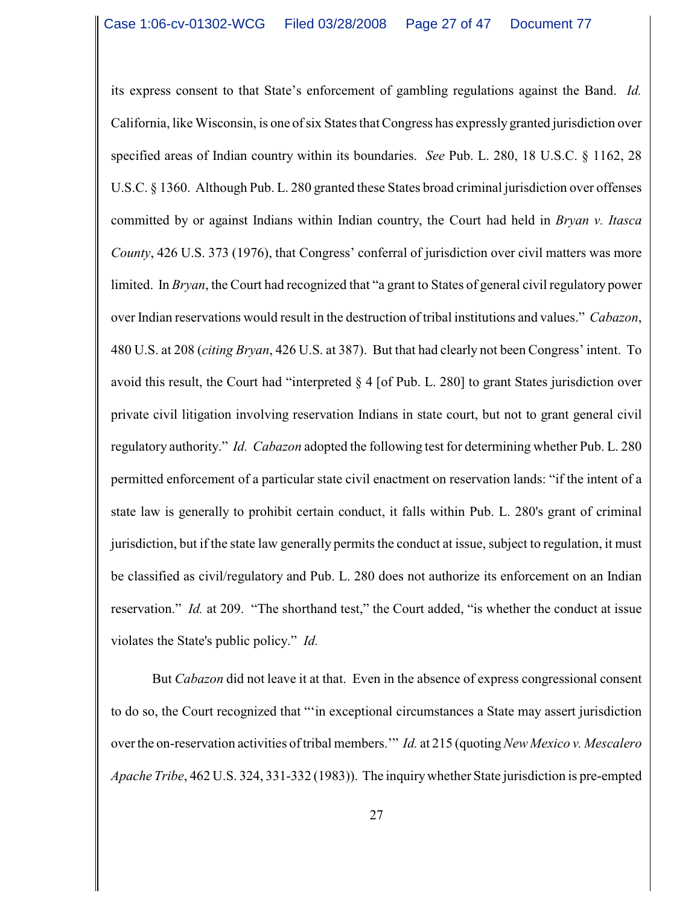its express consent to that State's enforcement of gambling regulations against the Band. *Id.* California, like Wisconsin, is one of six States that Congress has expressly granted jurisdiction over specified areas of Indian country within its boundaries. *See* Pub. L. 280, 18 U.S.C. § 1162, 28 U.S.C. § 1360. Although Pub. L. 280 granted these States broad criminal jurisdiction over offenses committed by or against Indians within Indian country, the Court had held in *Bryan v. Itasca County*, 426 U.S. 373 (1976), that Congress' conferral of jurisdiction over civil matters was more limited. In *Bryan*, the Court had recognized that "a grant to States of general civil regulatory power over Indian reservations would result in the destruction of tribal institutions and values." *Cabazon*, 480 U.S. at 208 (*citing Bryan*, 426 U.S. at 387). But that had clearly not been Congress' intent. To avoid this result, the Court had "interpreted § 4 [of Pub. L. 280] to grant States jurisdiction over private civil litigation involving reservation Indians in state court, but not to grant general civil regulatory authority." *Id. Cabazon* adopted the following test for determining whether Pub. L. 280 permitted enforcement of a particular state civil enactment on reservation lands: "if the intent of a state law is generally to prohibit certain conduct, it falls within Pub. L. 280's grant of criminal jurisdiction, but if the state law generally permits the conduct at issue, subject to regulation, it must be classified as civil/regulatory and Pub. L. 280 does not authorize its enforcement on an Indian reservation." *Id.* at 209. "The shorthand test," the Court added, "is whether the conduct at issue violates the State's public policy." *Id.*

But *Cabazon* did not leave it at that. Even in the absence of express congressional consent to do so, the Court recognized that "'in exceptional circumstances a State may assert jurisdiction over the on-reservation activities of tribal members.'" *Id.* at 215 (quoting *New Mexico v. Mescalero Apache Tribe*, 462 U.S. 324, 331-332 (1983)). The inquiry whether State jurisdiction is pre-empted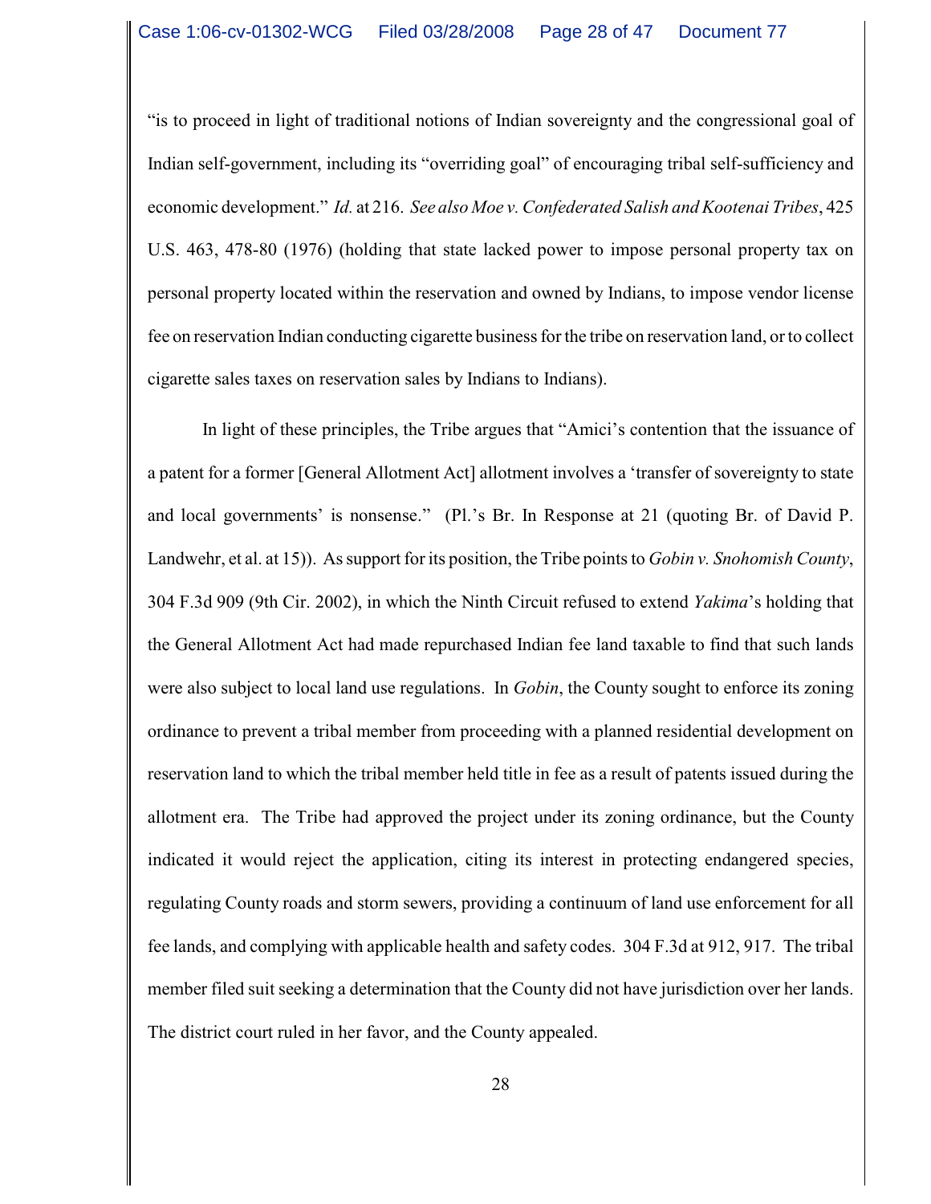"is to proceed in light of traditional notions of Indian sovereignty and the congressional goal of Indian self-government, including its "overriding goal" of encouraging tribal self-sufficiency and economic development." *Id.* at 216. *See also Moe v. Confederated Salish and Kootenai Tribes*, 425 U.S. 463, 478-80 (1976) (holding that state lacked power to impose personal property tax on personal property located within the reservation and owned by Indians, to impose vendor license fee on reservation Indian conducting cigarette business for the tribe on reservation land, or to collect cigarette sales taxes on reservation sales by Indians to Indians).

In light of these principles, the Tribe argues that "Amici's contention that the issuance of a patent for a former [General Allotment Act] allotment involves a 'transfer of sovereignty to state and local governments' is nonsense." (Pl.'s Br. In Response at 21 (quoting Br. of David P. Landwehr, et al. at 15)). As support for its position, the Tribe points to *Gobin v. Snohomish County*, 304 F.3d 909 (9th Cir. 2002), in which the Ninth Circuit refused to extend *Yakima*'s holding that the General Allotment Act had made repurchased Indian fee land taxable to find that such lands were also subject to local land use regulations. In *Gobin*, the County sought to enforce its zoning ordinance to prevent a tribal member from proceeding with a planned residential development on reservation land to which the tribal member held title in fee as a result of patents issued during the allotment era. The Tribe had approved the project under its zoning ordinance, but the County indicated it would reject the application, citing its interest in protecting endangered species, regulating County roads and storm sewers, providing a continuum of land use enforcement for all fee lands, and complying with applicable health and safety codes. 304 F.3d at 912, 917. The tribal member filed suit seeking a determination that the County did not have jurisdiction over her lands. The district court ruled in her favor, and the County appealed.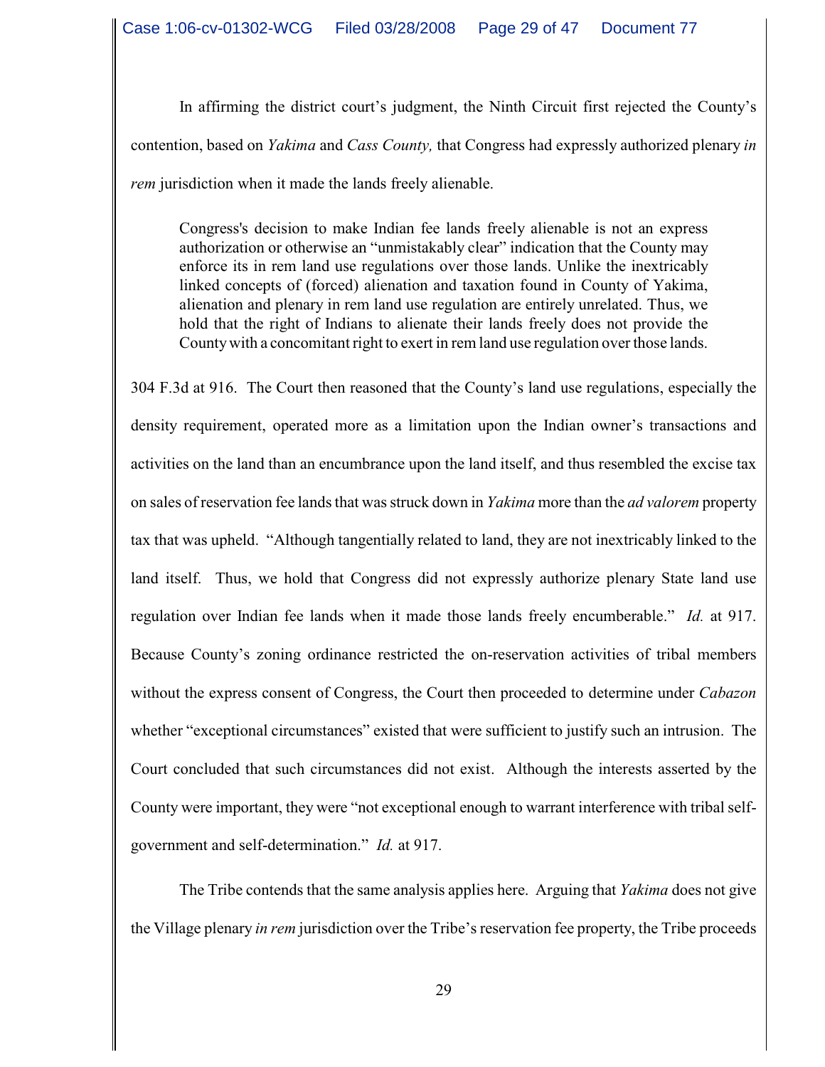In affirming the district court's judgment, the Ninth Circuit first rejected the County's contention, based on *Yakima* and *Cass County,* that Congress had expressly authorized plenary *in rem* jurisdiction when it made the lands freely alienable.

> Congress's decision to make Indian fee lands freely alienable is not an express authorization or otherwise an "unmistakably clear" indication that the County may enforce its in rem land use regulations over those lands. Unlike the inextricably linked concepts of (forced) alienation and taxation found in County of Yakima, alienation and plenary in rem land use regulation are entirely unrelated. Thus, we hold that the right of Indians to alienate their lands freely does not provide the County with a concomitant right to exert in rem land use regulation over those lands.

304 F.3d at 916. The Court then reasoned that the County's land use regulations, especially the density requirement, operated more as a limitation upon the Indian owner's transactions and activities on the land than an encumbrance upon the land itself, and thus resembled the excise tax on sales of reservation fee lands that was struck down in *Yakima* more than the *ad valorem* property tax that was upheld. "Although tangentially related to land, they are not inextricably linked to the land itself. Thus, we hold that Congress did not expressly authorize plenary State land use regulation over Indian fee lands when it made those lands freely encumberable." *Id.* at 917. Because County's zoning ordinance restricted the on-reservation activities of tribal members without the express consent of Congress, the Court then proceeded to determine under *Cabazon* whether "exceptional circumstances" existed that were sufficient to justify such an intrusion. The Court concluded that such circumstances did not exist. Although the interests asserted by the County were important, they were "not exceptional enough to warrant interference with tribal self-government and self-determination." *Id.* at 917.

The Tribe contends that the same analysis applies here. Arguing that *Yakima* does not give the Village plenary *in rem* jurisdiction over the Tribe's reservation fee property, the Tribe proceeds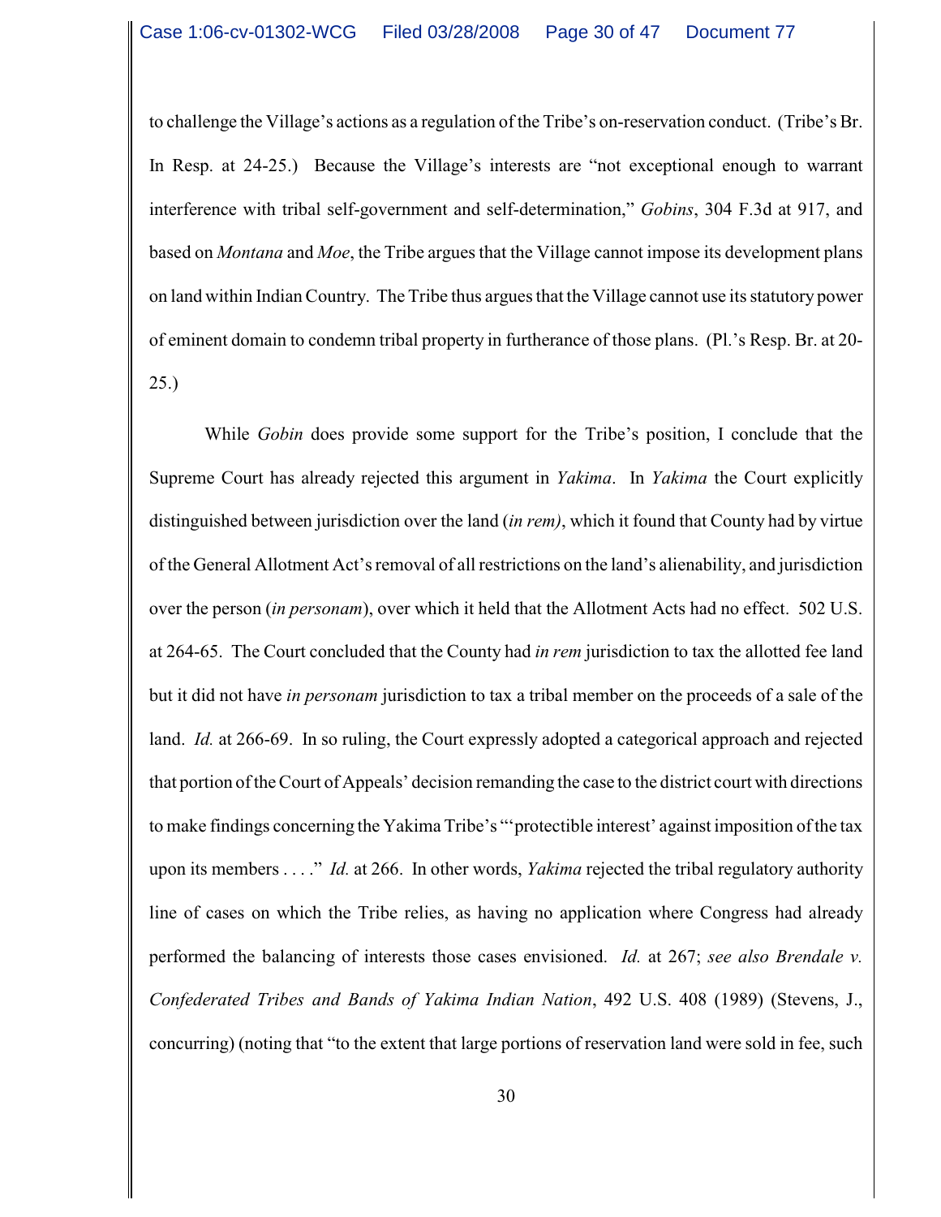to challenge the Village's actions as a regulation of the Tribe's on-reservation conduct. (Tribe's Br. In Resp. at 24-25.) Because the Village's interests are "not exceptional enough to warrant interference with tribal self-government and self-determination," *Gobins*, 304 F.3d at 917, and based on *Montana* and *Moe*, the Tribe argues that the Village cannot impose its development plans on land within Indian Country. The Tribe thus argues that the Village cannot use its statutory power of eminent domain to condemn tribal property in furtherance of those plans. (Pl.'s Resp. Br. at 20-25.)

While *Gobin* does provide some support for the Tribe's position, I conclude that the Supreme Court has already rejected this argument in *Yakima*. In *Yakima* the Court explicitly distinguished between jurisdiction over the land (*in rem)*, which it found that County had by virtue of the General Allotment Act's removal of all restrictions on the land's alienability, and jurisdiction over the person (*in personam*), over which it held that the Allotment Acts had no effect. 502 U.S. at 264-65. The Court concluded that the County had *in rem* jurisdiction to tax the allotted fee land but it did not have *in personam* jurisdiction to tax a tribal member on the proceeds of a sale of the land. *Id.* at 266-69. In so ruling, the Court expressly adopted a categorical approach and rejected that portion of the Court of Appeals' decision remanding the case to the district court with directions to make findings concerning the Yakima Tribe's "'protectible interest' against imposition of the tax upon its members . . . ." *Id.* at 266. In other words, *Yakima* rejected the tribal regulatory authority line of cases on which the Tribe relies, as having no application where Congress had already performed the balancing of interests those cases envisioned. *Id.* at 267; *see also Brendale v. Confederated Tribes and Bands of Yakima Indian Nation*, 492 U.S. 408 (1989) (Stevens, J., concurring) (noting that "to the extent that large portions of reservation land were sold in fee, such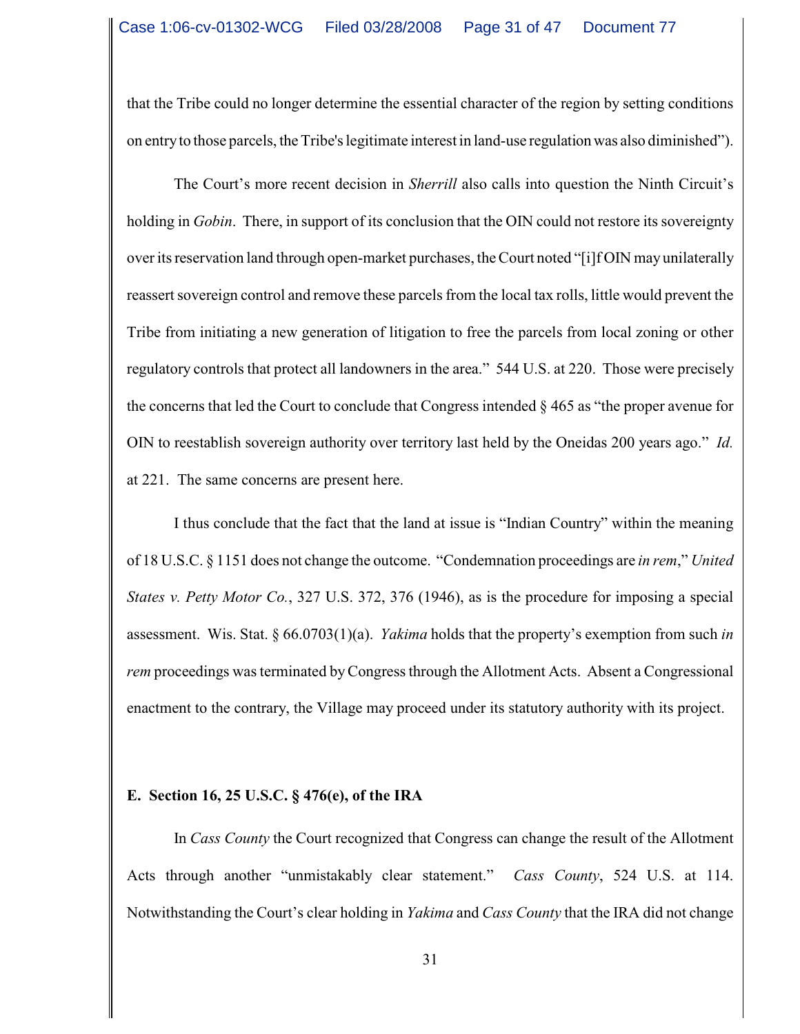that the Tribe could no longer determine the essential character of the region by setting conditions on entry to those parcels, the Tribe's legitimate interest in land-use regulation was also diminished").

The Court's more recent decision in *Sherrill* also calls into question the Ninth Circuit's holding in *Gobin*. There, in support of its conclusion that the OIN could not restore its sovereignty over its reservation land through open-market purchases, the Court noted "[i]f OIN may unilaterally reassert sovereign control and remove these parcels from the local tax rolls, little would prevent the Tribe from initiating a new generation of litigation to free the parcels from local zoning or other regulatory controls that protect all landowners in the area." 544 U.S. at 220. Those were precisely the concerns that led the Court to conclude that Congress intended § 465 as "the proper avenue for OIN to reestablish sovereign authority over territory last held by the Oneidas 200 years ago." *Id.* at 221. The same concerns are present here.

I thus conclude that the fact that the land at issue is "Indian Country" within the meaning of 18 U.S.C. § 1151 does not change the outcome. "Condemnation proceedings are *in rem*," *United States v. Petty Motor Co.*, 327 U.S. 372, 376 (1946), as is the procedure for imposing a special assessment. Wis. Stat. § 66.0703(1)(a). *Yakima* holds that the property's exemption from such *in rem* proceedings was terminated by Congress through the Allotment Acts. Absent a Congressional enactment to the contrary, the Village may proceed under its statutory authority with its project.

**E. Section 16, 25 U.S.C. § 476(e), of the IRA**

In *Cass County* the Court recognized that Congress can change the result of the Allotment Acts through another "unmistakably clear statement." *Cass County*, 524 U.S. at 114. Notwithstanding the Court's clear holding in *Yakima* and *Cass County* that the IRA did not change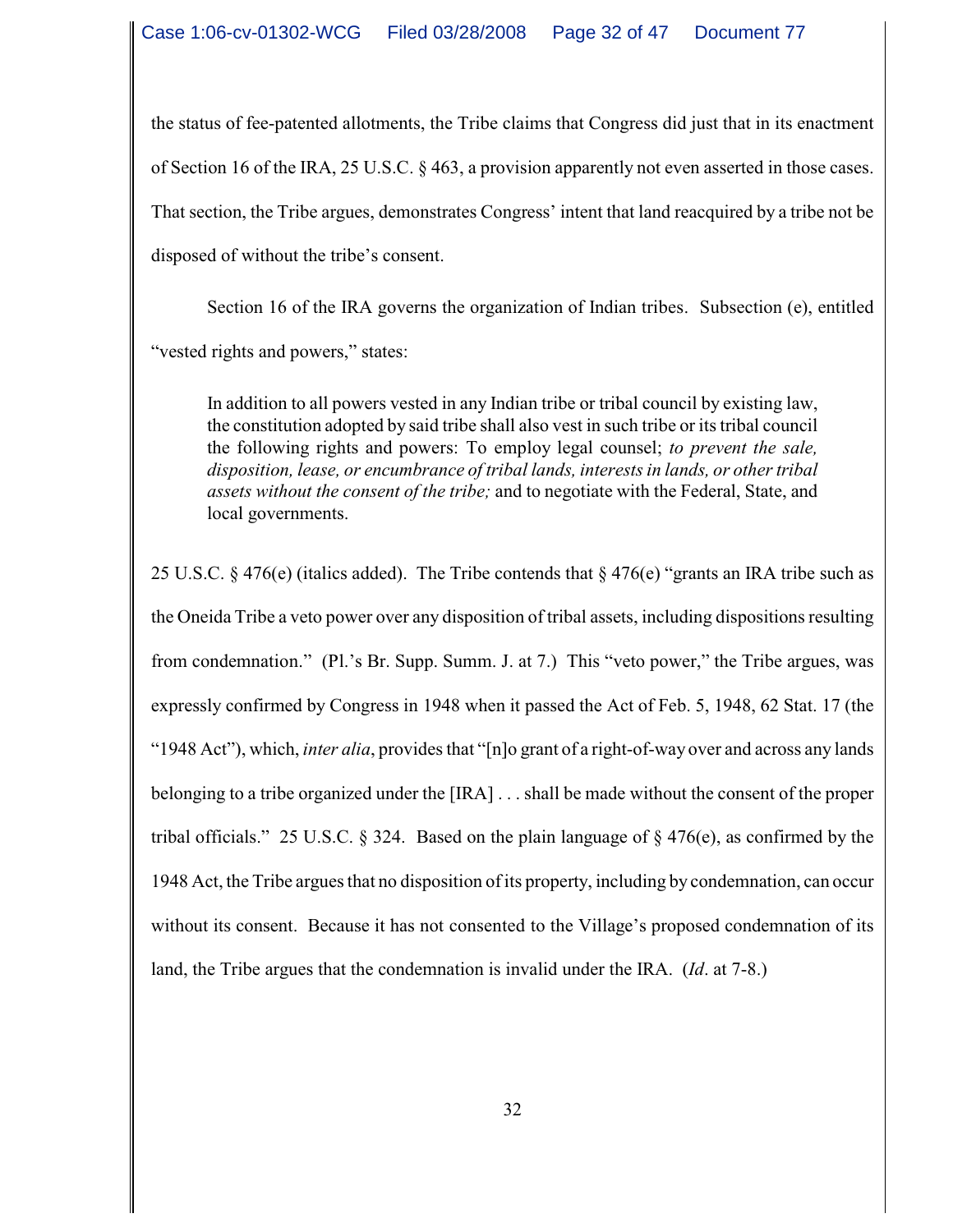the status of fee-patented allotments, the Tribe claims that Congress did just that in its enactment of Section 16 of the IRA, 25 U.S.C. § 463, a provision apparently not even asserted in those cases. That section, the Tribe argues, demonstrates Congress' intent that land reacquired by a tribe not be disposed of without the tribe's consent.

Section 16 of the IRA governs the organization of Indian tribes. Subsection (e), entitled "vested rights and powers," states:

> In addition to all powers vested in any Indian tribe or tribal council by existing law, the constitution adopted by said tribe shall also vest in such tribe or its tribal council the following rights and powers: To employ legal counsel; *to prevent the sale, disposition, lease, or encumbrance of tribal lands, interests in lands, or other tribal assets without the consent of the tribe;* and to negotiate with the Federal, State, and local governments.

25 U.S.C. § 476(e) (italics added). The Tribe contends that § 476(e) "grants an IRA tribe such as the Oneida Tribe a veto power over any disposition of tribal assets, including dispositions resulting from condemnation." (Pl.'s Br. Supp. Summ. J. at 7.) This "veto power," the Tribe argues, was expressly confirmed by Congress in 1948 when it passed the Act of Feb. 5, 1948, 62 Stat. 17 (the "1948 Act"), which, *inter alia*, provides that "[n]o grant of a right-of-way over and across any lands belonging to a tribe organized under the [IRA] . . . shall be made without the consent of the proper tribal officials." 25 U.S.C. § 324. Based on the plain language of § 476(e), as confirmed by the 1948 Act, the Tribe argues that no disposition of its property, including by condemnation, can occur without its consent. Because it has not consented to the Village's proposed condemnation of its land, the Tribe argues that the condemnation is invalid under the IRA. (*Id*. at 7-8.)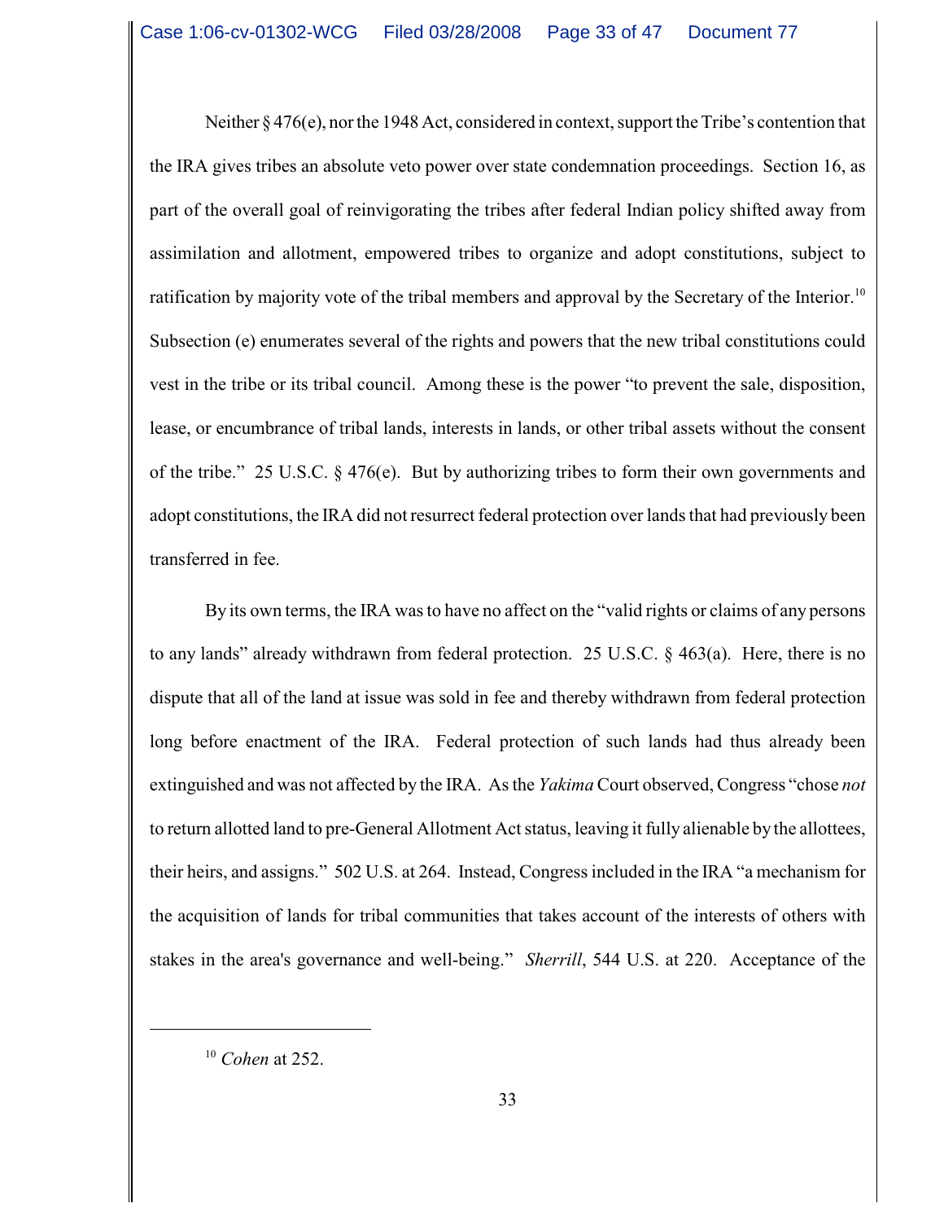Neither § 476(e), nor the 1948 Act, considered in context, support the Tribe's contention that the IRA gives tribes an absolute veto power over state condemnation proceedings. Section 16, as part of the overall goal of reinvigorating the tribes after federal Indian policy shifted away from assimilation and allotment, empowered tribes to organize and adopt constitutions, subject to ratification by majority vote of the tribal members and approval by the Secretary of the Interior.[10] Subsection (e) enumerates several of the rights and powers that the new tribal constitutions could vest in the tribe or its tribal council. Among these is the power "to prevent the sale, disposition, lease, or encumbrance of tribal lands, interests in lands, or other tribal assets without the consent of the tribe." 25 U.S.C. § 476(e). But by authorizing tribes to form their own governments and adopt constitutions, the IRA did not resurrect federal protection over lands that had previously been transferred in fee.

By its own terms, the IRA was to have no affect on the "valid rights or claims of any persons to any lands" already withdrawn from federal protection. 25 U.S.C. § 463(a). Here, there is no dispute that all of the land at issue was sold in fee and thereby withdrawn from federal protection long before enactment of the IRA. Federal protection of such lands had thus already been extinguished and was not affected by the IRA. As the *Yakima* Court observed, Congress "chose *not* to return allotted land to pre-General Allotment Act status, leaving it fully alienable by the allottees, their heirs, and assigns." 502 U.S. at 264. Instead, Congress included in the IRA "a mechanism for the acquisition of lands for tribal communities that takes account of the interests of others with stakes in the area's governance and well-being." *Sherrill*, 544 U.S. at 220. Acceptance of the

---

[10] *Cohen* at 252.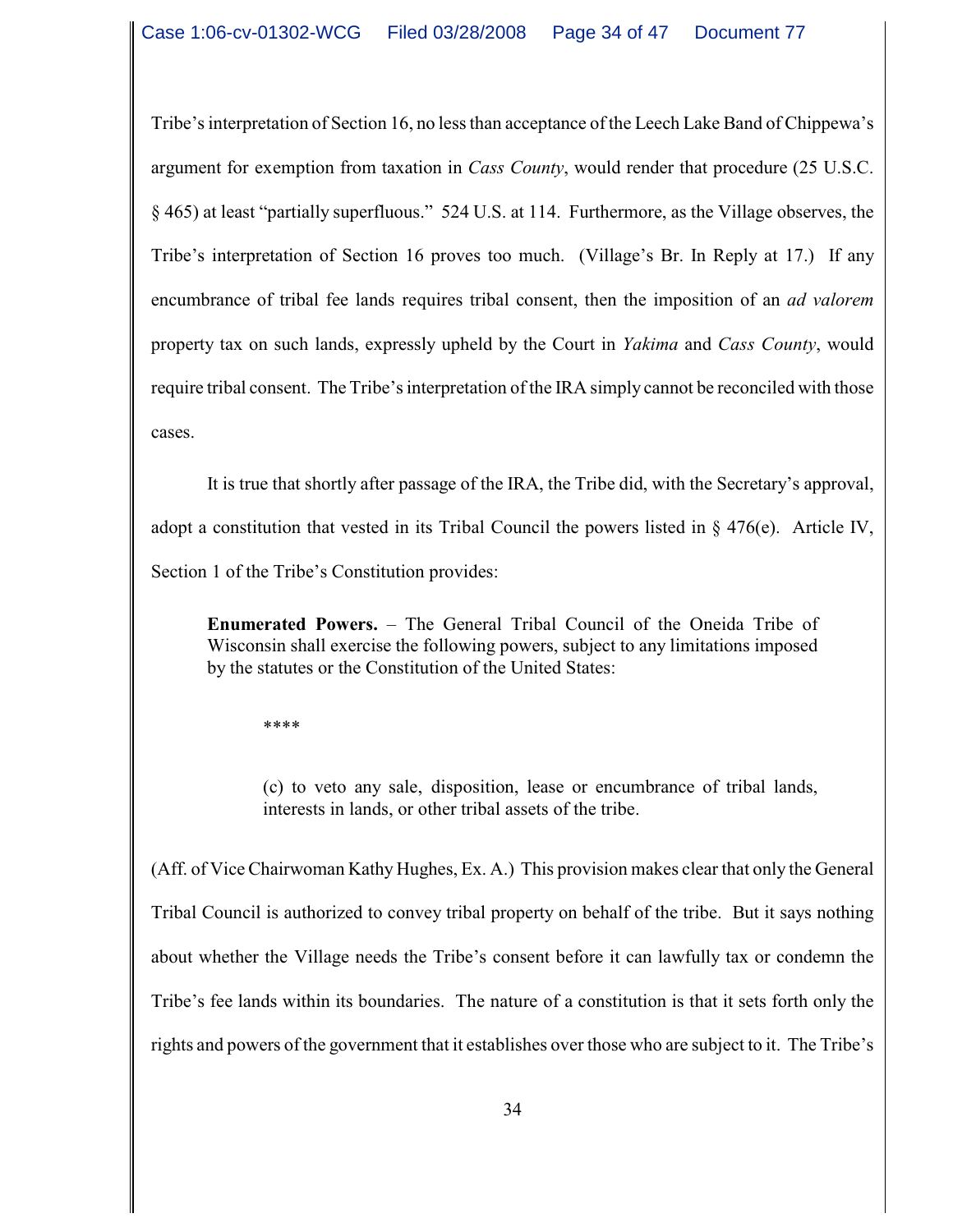Tribe's interpretation of Section 16, no less than acceptance of the Leech Lake Band of Chippewa's argument for exemption from taxation in *Cass County*, would render that procedure (25 U.S.C. § 465) at least "partially superfluous." 524 U.S. at 114. Furthermore, as the Village observes, the Tribe's interpretation of Section 16 proves too much. (Village's Br. In Reply at 17.) If any encumbrance of tribal fee lands requires tribal consent, then the imposition of an *ad valorem* property tax on such lands, expressly upheld by the Court in *Yakima* and *Cass County*, would require tribal consent. The Tribe's interpretation of the IRA simply cannot be reconciled with those cases.

It is true that shortly after passage of the IRA, the Tribe did, with the Secretary's approval, adopt a constitution that vested in its Tribal Council the powers listed in § 476(e). Article IV, Section 1 of the Tribe's Constitution provides:

> **Enumerated Powers.** – The General Tribal Council of the Oneida Tribe of Wisconsin shall exercise the following powers, subject to any limitations imposed by the statutes or the Constitution of the United States:
>
> ****
>
> (c) to veto any sale, disposition, lease or encumbrance of tribal lands, interests in lands, or other tribal assets of the tribe.

(Aff. of Vice Chairwoman Kathy Hughes, Ex. A.) This provision makes clear that only the General Tribal Council is authorized to convey tribal property on behalf of the tribe. But it says nothing about whether the Village needs the Tribe's consent before it can lawfully tax or condemn the Tribe's fee lands within its boundaries. The nature of a constitution is that it sets forth only the rights and powers of the government that it establishes over those who are subject to it. The Tribe's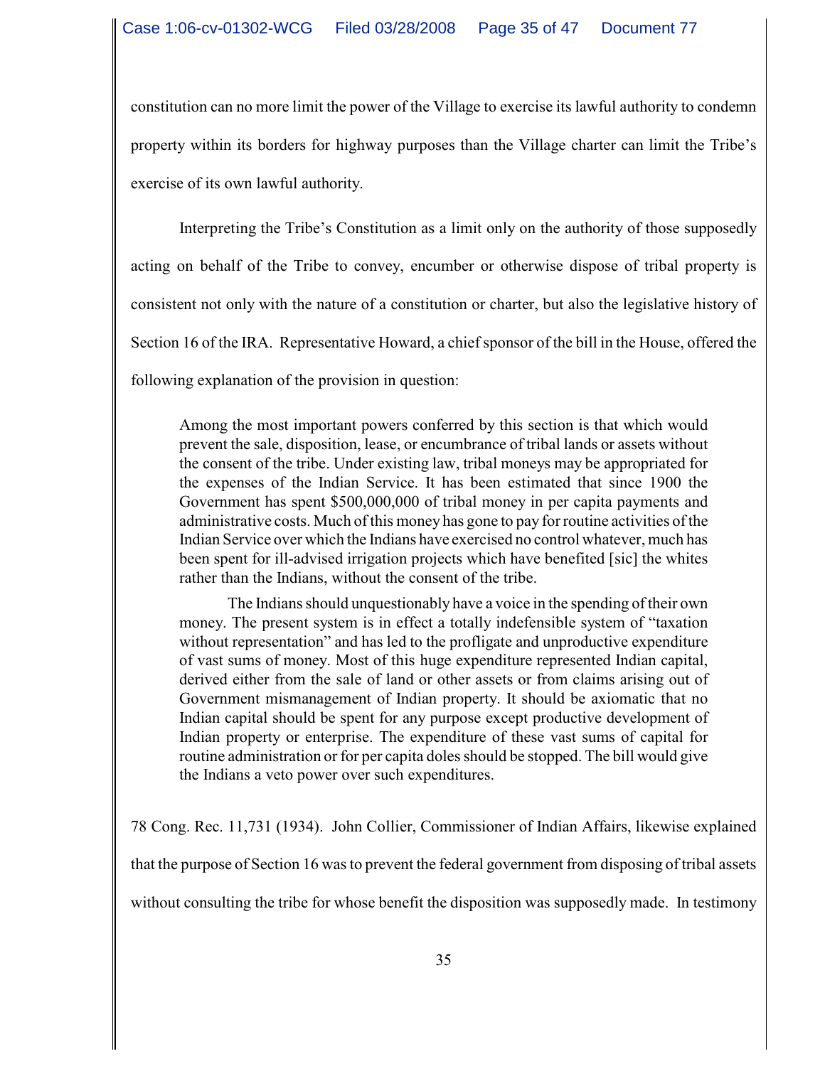constitution can no more limit the power of the Village to exercise its lawful authority to condemn property within its borders for highway purposes than the Village charter can limit the Tribe's exercise of its own lawful authority.

Interpreting the Tribe's Constitution as a limit only on the authority of those supposedly acting on behalf of the Tribe to convey, encumber or otherwise dispose of tribal property is consistent not only with the nature of a constitution or charter, but also the legislative history of Section 16 of the IRA. Representative Howard, a chief sponsor of the bill in the House, offered the following explanation of the provision in question:

> Among the most important powers conferred by this section is that which would prevent the sale, disposition, lease, or encumbrance of tribal lands or assets without the consent of the tribe. Under existing law, tribal moneys may be appropriated for the expenses of the Indian Service. It has been estimated that since 1900 the Government has spent $500,000,000 of tribal money in per capita payments and administrative costs. Much of this money has gone to pay for routine activities of the Indian Service over which the Indians have exercised no control whatever, much has been spent for ill-advised irrigation projects which have benefited [sic] the whites rather than the Indians, without the consent of the tribe.
>
> The Indians should unquestionably have a voice in the spending of their own money. The present system is in effect a totally indefensible system of "taxation without representation" and has led to the profligate and unproductive expenditure of vast sums of money. Most of this huge expenditure represented Indian capital, derived either from the sale of land or other assets or from claims arising out of Government mismanagement of Indian property. It should be axiomatic that no Indian capital should be spent for any purpose except productive development of Indian property or enterprise. The expenditure of these vast sums of capital for routine administration or for per capita doles should be stopped. The bill would give the Indians a veto power over such expenditures.

78 Cong. Rec. 11,731 (1934). John Collier, Commissioner of Indian Affairs, likewise explained that the purpose of Section 16 was to prevent the federal government from disposing of tribal assets without consulting the tribe for whose benefit the disposition was supposedly made. In testimony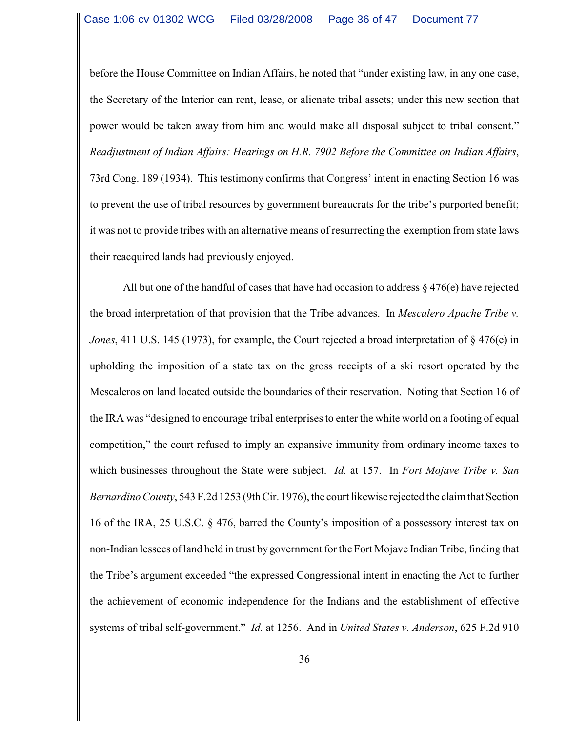before the House Committee on Indian Affairs, he noted that "under existing law, in any one case, the Secretary of the Interior can rent, lease, or alienate tribal assets; under this new section that power would be taken away from him and would make all disposal subject to tribal consent." *Readjustment of Indian Affairs: Hearings on H.R. 7902 Before the Committee on Indian Affairs*, 73rd Cong. 189 (1934). This testimony confirms that Congress' intent in enacting Section 16 was to prevent the use of tribal resources by government bureaucrats for the tribe's purported benefit; it was not to provide tribes with an alternative means of resurrecting the exemption from state laws their reacquired lands had previously enjoyed.

All but one of the handful of cases that have had occasion to address § 476(e) have rejected the broad interpretation of that provision that the Tribe advances. In *Mescalero Apache Tribe v. Jones*, 411 U.S. 145 (1973), for example, the Court rejected a broad interpretation of § 476(e) in upholding the imposition of a state tax on the gross receipts of a ski resort operated by the Mescaleros on land located outside the boundaries of their reservation. Noting that Section 16 of the IRA was "designed to encourage tribal enterprises to enter the white world on a footing of equal competition," the court refused to imply an expansive immunity from ordinary income taxes to which businesses throughout the State were subject. *Id.* at 157. In *Fort Mojave Tribe v. San Bernardino County*, 543 F.2d 1253 (9th Cir. 1976), the court likewise rejected the claim that Section 16 of the IRA, 25 U.S.C. § 476, barred the County's imposition of a possessory interest tax on non-Indian lessees of land held in trust by government for the Fort Mojave Indian Tribe, finding that the Tribe's argument exceeded "the expressed Congressional intent in enacting the Act to further the achievement of economic independence for the Indians and the establishment of effective systems of tribal self-government." *Id.* at 1256. And in *United States v. Anderson*, 625 F.2d 910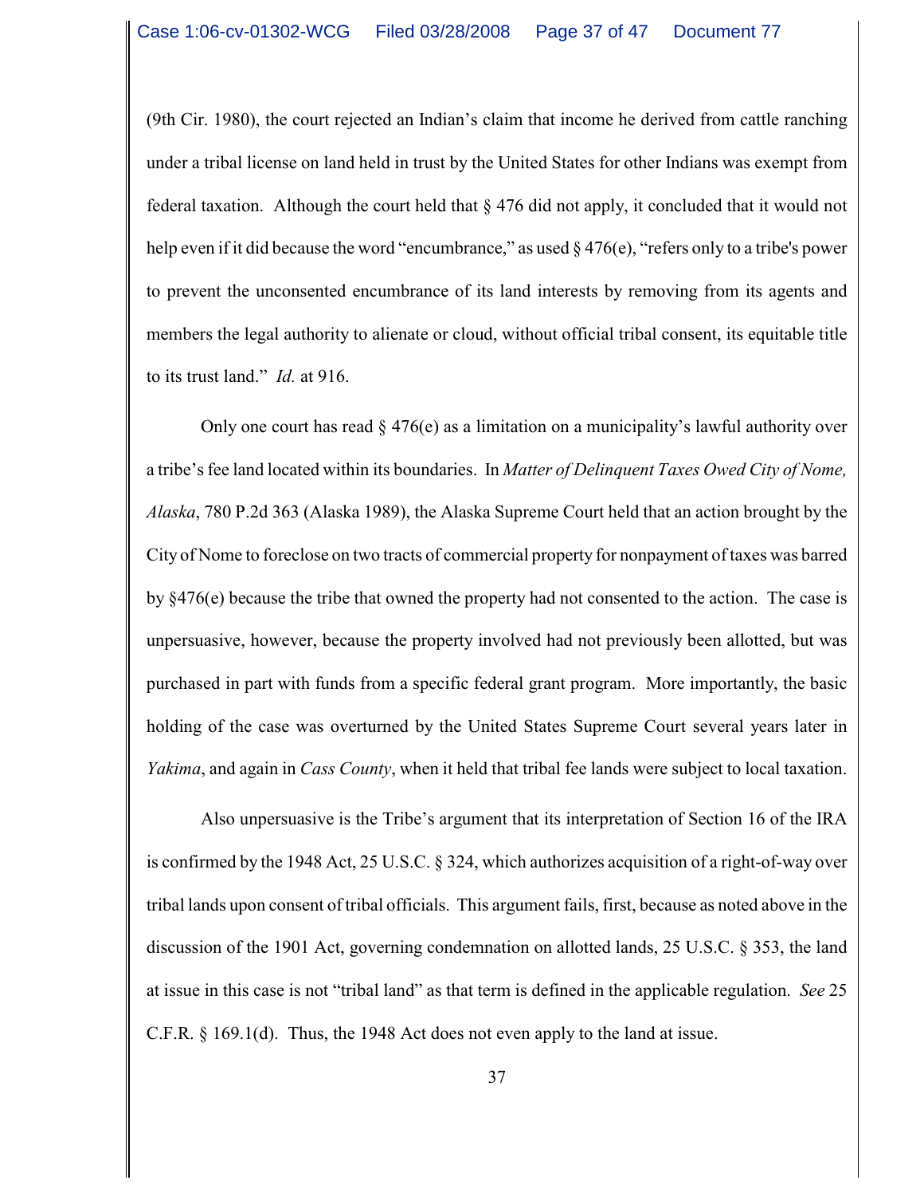(9th Cir. 1980), the court rejected an Indian's claim that income he derived from cattle ranching under a tribal license on land held in trust by the United States for other Indians was exempt from federal taxation. Although the court held that § 476 did not apply, it concluded that it would not help even if it did because the word "encumbrance," as used § 476(e), "refers only to a tribe's power to prevent the unconsented encumbrance of its land interests by removing from its agents and members the legal authority to alienate or cloud, without official tribal consent, its equitable title to its trust land." *Id.* at 916.

Only one court has read § 476(e) as a limitation on a municipality's lawful authority over a tribe's fee land located within its boundaries. In *Matter of Delinquent Taxes Owed City of Nome, Alaska*, 780 P.2d 363 (Alaska 1989), the Alaska Supreme Court held that an action brought by the City of Nome to foreclose on two tracts of commercial property for nonpayment of taxes was barred by §476(e) because the tribe that owned the property had not consented to the action. The case is unpersuasive, however, because the property involved had not previously been allotted, but was purchased in part with funds from a specific federal grant program. More importantly, the basic holding of the case was overturned by the United States Supreme Court several years later in *Yakima*, and again in *Cass County*, when it held that tribal fee lands were subject to local taxation.

Also unpersuasive is the Tribe's argument that its interpretation of Section 16 of the IRA is confirmed by the 1948 Act, 25 U.S.C. § 324, which authorizes acquisition of a right-of-way over tribal lands upon consent of tribal officials. This argument fails, first, because as noted above in the discussion of the 1901 Act, governing condemnation on allotted lands, 25 U.S.C. § 353, the land at issue in this case is not "tribal land" as that term is defined in the applicable regulation. *See* 25 C.F.R. § 169.1(d). Thus, the 1948 Act does not even apply to the land at issue.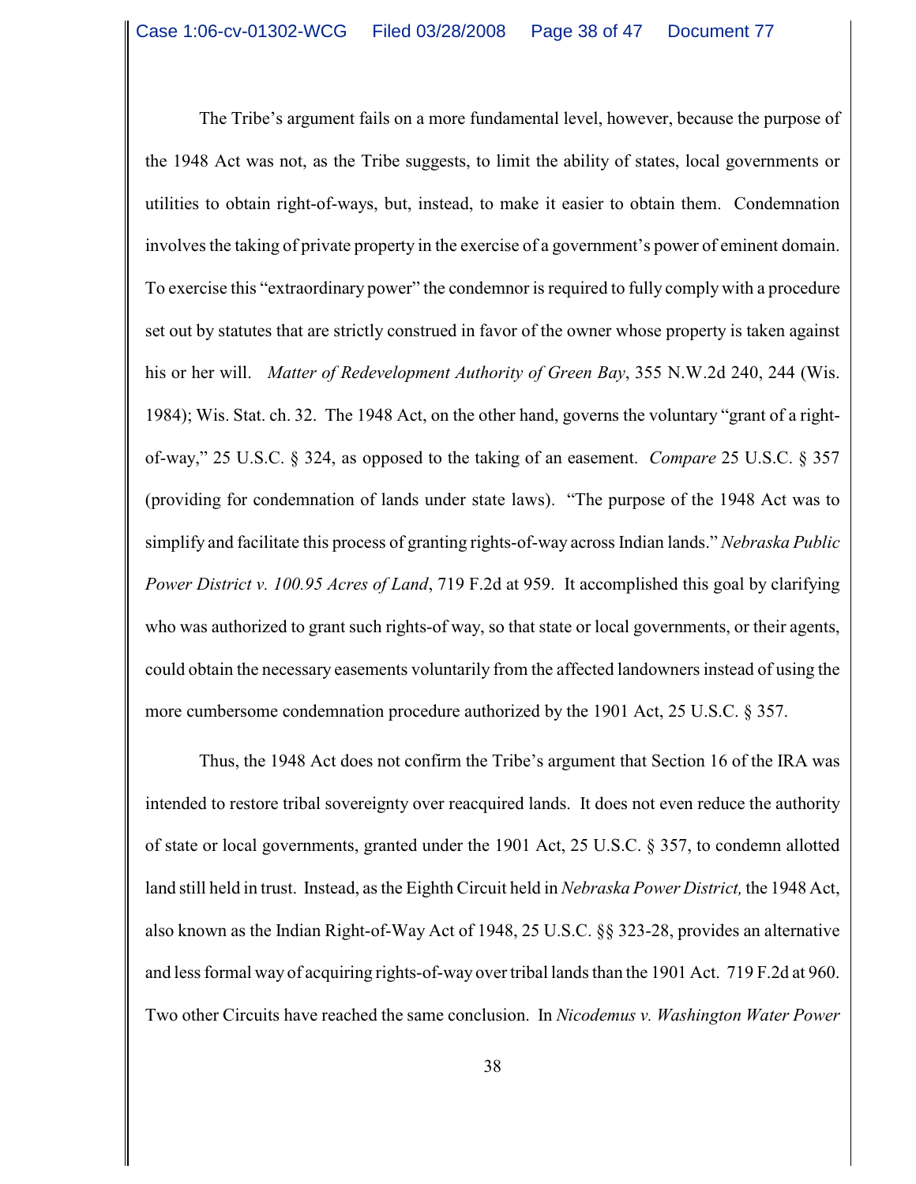The Tribe's argument fails on a more fundamental level, however, because the purpose of the 1948 Act was not, as the Tribe suggests, to limit the ability of states, local governments or utilities to obtain right-of-ways, but, instead, to make it easier to obtain them. Condemnation involves the taking of private property in the exercise of a government's power of eminent domain. To exercise this "extraordinary power" the condemnor is required to fully comply with a procedure set out by statutes that are strictly construed in favor of the owner whose property is taken against his or her will. *Matter of Redevelopment Authority of Green Bay*, 355 N.W.2d 240, 244 (Wis. 1984); Wis. Stat. ch. 32. The 1948 Act, on the other hand, governs the voluntary "grant of a right-of-way," 25 U.S.C. § 324, as opposed to the taking of an easement. *Compare* 25 U.S.C. § 357 (providing for condemnation of lands under state laws). "The purpose of the 1948 Act was to simplify and facilitate this process of granting rights-of-way across Indian lands." *Nebraska Public Power District v. 100.95 Acres of Land*, 719 F.2d at 959. It accomplished this goal by clarifying who was authorized to grant such rights-of way, so that state or local governments, or their agents, could obtain the necessary easements voluntarily from the affected landowners instead of using the more cumbersome condemnation procedure authorized by the 1901 Act, 25 U.S.C. § 357.

Thus, the 1948 Act does not confirm the Tribe's argument that Section 16 of the IRA was intended to restore tribal sovereignty over reacquired lands. It does not even reduce the authority of state or local governments, granted under the 1901 Act, 25 U.S.C. § 357, to condemn allotted land still held in trust. Instead, as the Eighth Circuit held in *Nebraska Power District,* the 1948 Act, also known as the Indian Right-of-Way Act of 1948, 25 U.S.C. §§ 323-28, provides an alternative and less formal way of acquiring rights-of-way over tribal lands than the 1901 Act. 719 F.2d at 960. Two other Circuits have reached the same conclusion. In *Nicodemus v. Washington Water Power*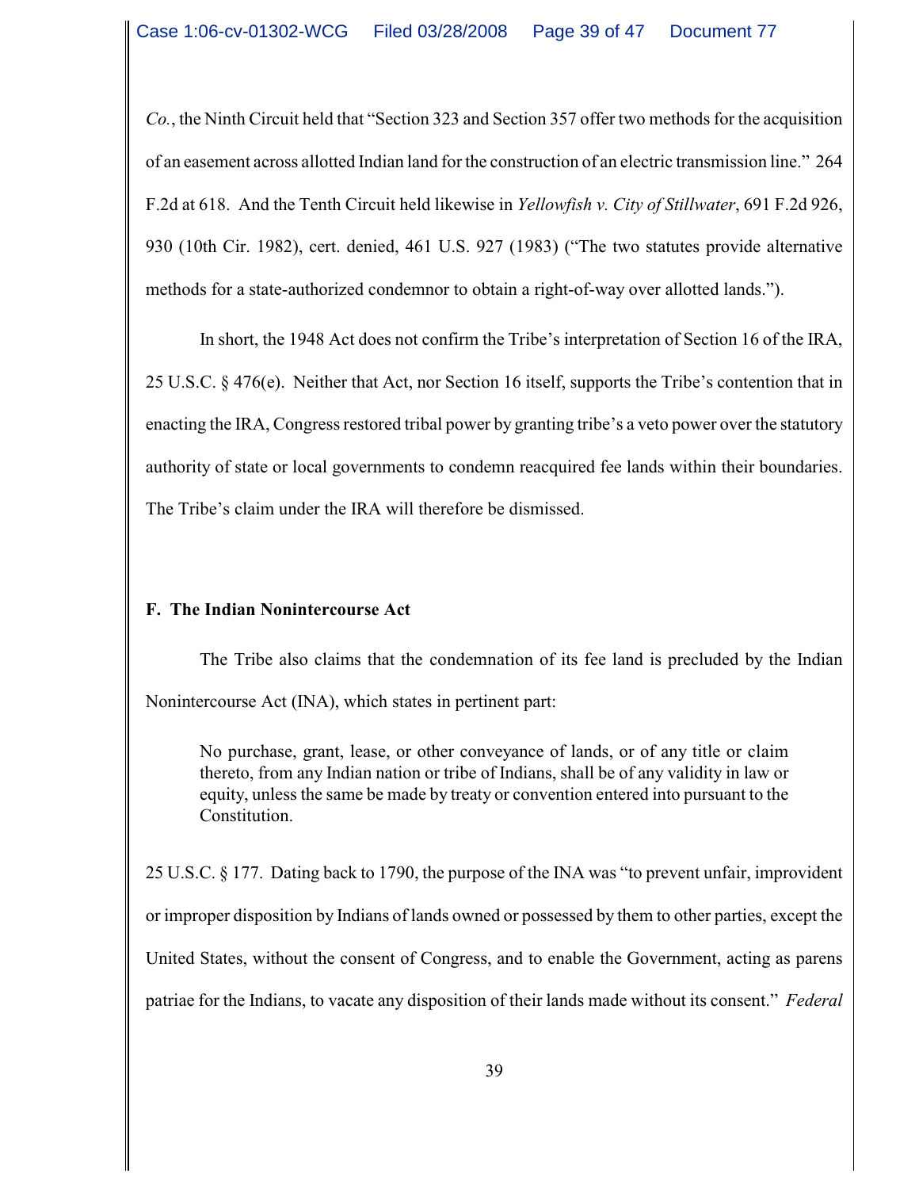*Co.*, the Ninth Circuit held that "Section 323 and Section 357 offer two methods for the acquisition of an easement across allotted Indian land for the construction of an electric transmission line." 264 F.2d at 618. And the Tenth Circuit held likewise in *Yellowfish v. City of Stillwater*, 691 F.2d 926, 930 (10th Cir. 1982), cert. denied, 461 U.S. 927 (1983) ("The two statutes provide alternative methods for a state-authorized condemnor to obtain a right-of-way over allotted lands.").

In short, the 1948 Act does not confirm the Tribe's interpretation of Section 16 of the IRA, 25 U.S.C. § 476(e). Neither that Act, nor Section 16 itself, supports the Tribe's contention that in enacting the IRA, Congress restored tribal power by granting tribe's a veto power over the statutory authority of state or local governments to condemn reacquired fee lands within their boundaries. The Tribe's claim under the IRA will therefore be dismissed.

**F. The Indian Nonintercourse Act**

The Tribe also claims that the condemnation of its fee land is precluded by the Indian Nonintercourse Act (INA), which states in pertinent part:

> No purchase, grant, lease, or other conveyance of lands, or of any title or claim thereto, from any Indian nation or tribe of Indians, shall be of any validity in law or equity, unless the same be made by treaty or convention entered into pursuant to the Constitution.

25 U.S.C. § 177. Dating back to 1790, the purpose of the INA was "to prevent unfair, improvident or improper disposition by Indians of lands owned or possessed by them to other parties, except the United States, without the consent of Congress, and to enable the Government, acting as parens patriae for the Indians, to vacate any disposition of their lands made without its consent." *Federal*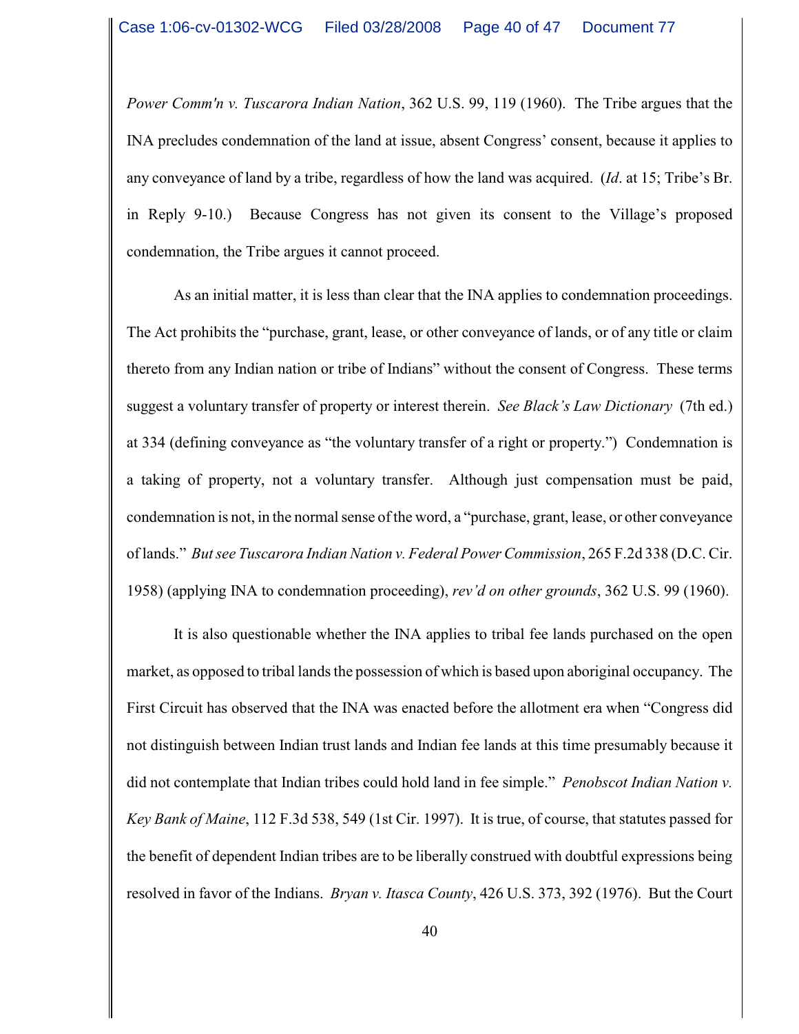*Power Comm'n v. Tuscarora Indian Nation*, 362 U.S. 99, 119 (1960). The Tribe argues that the INA precludes condemnation of the land at issue, absent Congress' consent, because it applies to any conveyance of land by a tribe, regardless of how the land was acquired. (*Id*. at 15; Tribe's Br. in Reply 9-10.) Because Congress has not given its consent to the Village's proposed condemnation, the Tribe argues it cannot proceed.

As an initial matter, it is less than clear that the INA applies to condemnation proceedings. The Act prohibits the "purchase, grant, lease, or other conveyance of lands, or of any title or claim thereto from any Indian nation or tribe of Indians" without the consent of Congress. These terms suggest a voluntary transfer of property or interest therein. *See Black's Law Dictionary* (7th ed.) at 334 (defining conveyance as "the voluntary transfer of a right or property.") Condemnation is a taking of property, not a voluntary transfer. Although just compensation must be paid, condemnation is not, in the normal sense of the word, a "purchase, grant, lease, or other conveyance of lands." *But see Tuscarora Indian Nation v. Federal Power Commission*, 265 F.2d 338 (D.C. Cir. 1958) (applying INA to condemnation proceeding), *rev'd on other grounds*, 362 U.S. 99 (1960).

It is also questionable whether the INA applies to tribal fee lands purchased on the open market, as opposed to tribal lands the possession of which is based upon aboriginal occupancy. The First Circuit has observed that the INA was enacted before the allotment era when "Congress did not distinguish between Indian trust lands and Indian fee lands at this time presumably because it did not contemplate that Indian tribes could hold land in fee simple." *Penobscot Indian Nation v. Key Bank of Maine*, 112 F.3d 538, 549 (1st Cir. 1997). It is true, of course, that statutes passed for the benefit of dependent Indian tribes are to be liberally construed with doubtful expressions being resolved in favor of the Indians. *Bryan v. Itasca County*, 426 U.S. 373, 392 (1976). But the Court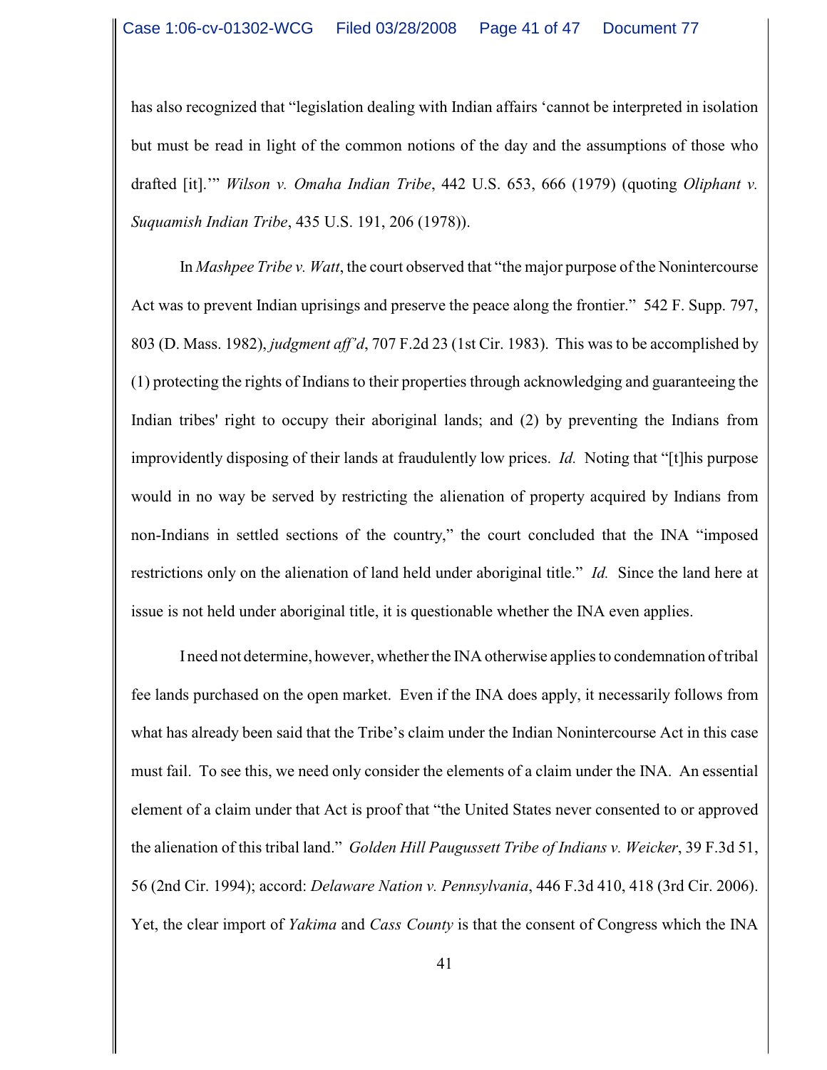has also recognized that "legislation dealing with Indian affairs 'cannot be interpreted in isolation but must be read in light of the common notions of the day and the assumptions of those who drafted [it].'" *Wilson v. Omaha Indian Tribe*, 442 U.S. 653, 666 (1979) (quoting *Oliphant v. Suquamish Indian Tribe*, 435 U.S. 191, 206 (1978)).

In *Mashpee Tribe v. Watt*, the court observed that "the major purpose of the Nonintercourse Act was to prevent Indian uprisings and preserve the peace along the frontier." 542 F. Supp. 797, 803 (D. Mass. 1982), *judgment aff'd*, 707 F.2d 23 (1st Cir. 1983). This was to be accomplished by (1) protecting the rights of Indians to their properties through acknowledging and guaranteeing the Indian tribes' right to occupy their aboriginal lands; and (2) by preventing the Indians from improvidently disposing of their lands at fraudulently low prices. *Id.* Noting that "[t]his purpose would in no way be served by restricting the alienation of property acquired by Indians from non-Indians in settled sections of the country," the court concluded that the INA "imposed restrictions only on the alienation of land held under aboriginal title." *Id.* Since the land here at issue is not held under aboriginal title, it is questionable whether the INA even applies.

I need not determine, however, whether the INA otherwise applies to condemnation of tribal fee lands purchased on the open market. Even if the INA does apply, it necessarily follows from what has already been said that the Tribe's claim under the Indian Nonintercourse Act in this case must fail. To see this, we need only consider the elements of a claim under the INA. An essential element of a claim under that Act is proof that "the United States never consented to or approved the alienation of this tribal land." *Golden Hill Paugussett Tribe of Indians v. Weicker*, 39 F.3d 51, 56 (2nd Cir. 1994); accord: *Delaware Nation v. Pennsylvania*, 446 F.3d 410, 418 (3rd Cir. 2006). Yet, the clear import of *Yakima* and *Cass County* is that the consent of Congress which the INA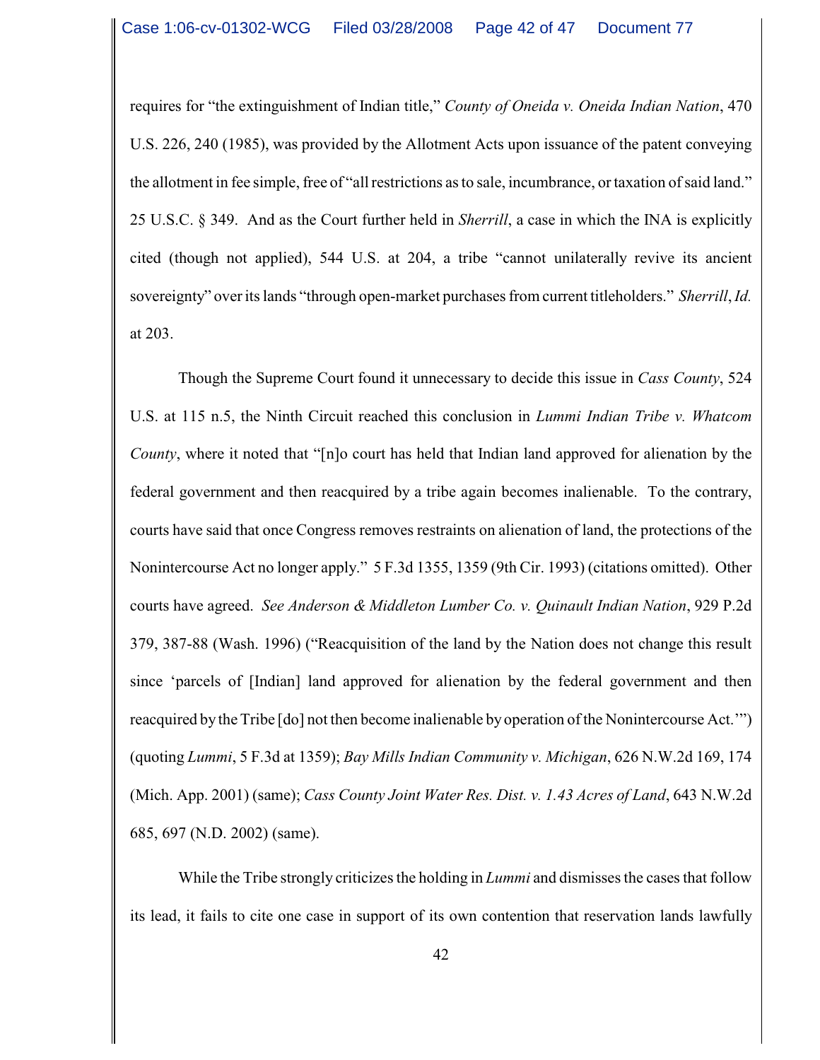requires for "the extinguishment of Indian title," *County of Oneida v. Oneida Indian Nation*, 470 U.S. 226, 240 (1985), was provided by the Allotment Acts upon issuance of the patent conveying the allotment in fee simple, free of "all restrictions as to sale, incumbrance, or taxation of said land." 25 U.S.C. § 349. And as the Court further held in *Sherrill*, a case in which the INA is explicitly cited (though not applied), 544 U.S. at 204, a tribe "cannot unilaterally revive its ancient sovereignty" over its lands "through open-market purchases from current titleholders." *Sherrill*, *Id.* at 203.

Though the Supreme Court found it unnecessary to decide this issue in *Cass County*, 524 U.S. at 115 n.5, the Ninth Circuit reached this conclusion in *Lummi Indian Tribe v. Whatcom County*, where it noted that "[n]o court has held that Indian land approved for alienation by the federal government and then reacquired by a tribe again becomes inalienable. To the contrary, courts have said that once Congress removes restraints on alienation of land, the protections of the Nonintercourse Act no longer apply." 5 F.3d 1355, 1359 (9th Cir. 1993) (citations omitted). Other courts have agreed. *See Anderson & Middleton Lumber Co. v. Quinault Indian Nation*, 929 P.2d 379, 387-88 (Wash. 1996) ("Reacquisition of the land by the Nation does not change this result since 'parcels of [Indian] land approved for alienation by the federal government and then reacquired by the Tribe [do] not then become inalienable by operation of the Nonintercourse Act.'") (quoting *Lummi*, 5 F.3d at 1359); *Bay Mills Indian Community v. Michigan*, 626 N.W.2d 169, 174 (Mich. App. 2001) (same); *Cass County Joint Water Res. Dist. v. 1.43 Acres of Land*, 643 N.W.2d 685, 697 (N.D. 2002) (same).

While the Tribe strongly criticizes the holding in *Lummi* and dismisses the cases that follow its lead, it fails to cite one case in support of its own contention that reservation lands lawfully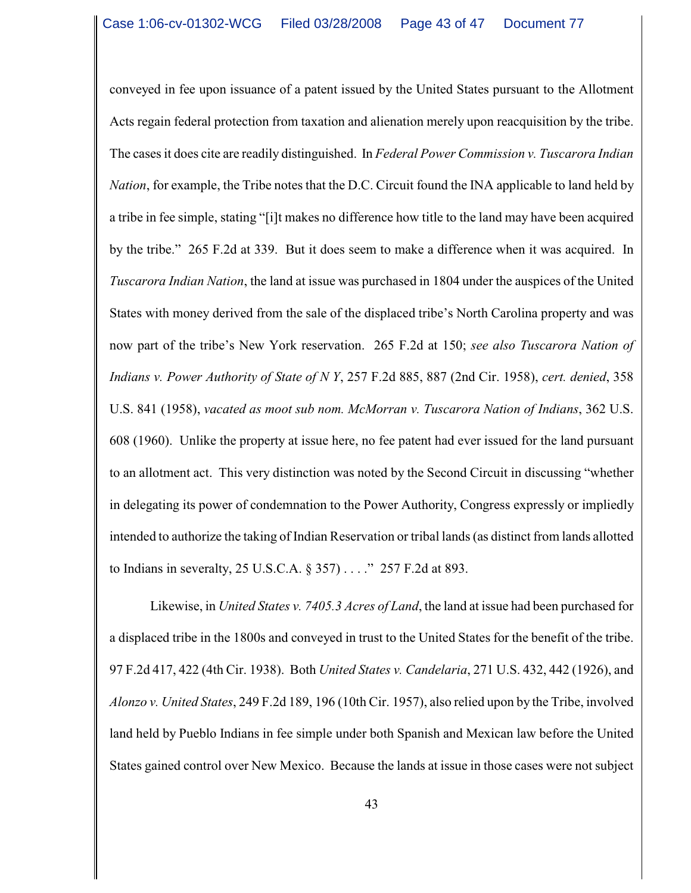conveyed in fee upon issuance of a patent issued by the United States pursuant to the Allotment Acts regain federal protection from taxation and alienation merely upon reacquisition by the tribe. The cases it does cite are readily distinguished. In *Federal Power Commission v. Tuscarora Indian Nation*, for example, the Tribe notes that the D.C. Circuit found the INA applicable to land held by a tribe in fee simple, stating "[i]t makes no difference how title to the land may have been acquired by the tribe." 265 F.2d at 339. But it does seem to make a difference when it was acquired. In *Tuscarora Indian Nation*, the land at issue was purchased in 1804 under the auspices of the United States with money derived from the sale of the displaced tribe's North Carolina property and was now part of the tribe's New York reservation. 265 F.2d at 150; *see also Tuscarora Nation of Indians v. Power Authority of State of N Y*, 257 F.2d 885, 887 (2nd Cir. 1958), *cert. denied*, 358 U.S. 841 (1958), *vacated as moot sub nom. McMorran v. Tuscarora Nation of Indians*, 362 U.S. 608 (1960). Unlike the property at issue here, no fee patent had ever issued for the land pursuant to an allotment act. This very distinction was noted by the Second Circuit in discussing "whether in delegating its power of condemnation to the Power Authority, Congress expressly or impliedly intended to authorize the taking of Indian Reservation or tribal lands (as distinct from lands allotted to Indians in severalty, 25 U.S.C.A. § 357) . . . ." 257 F.2d at 893.

Likewise, in *United States v. 7405.3 Acres of Land*, the land at issue had been purchased for a displaced tribe in the 1800s and conveyed in trust to the United States for the benefit of the tribe. 97 F.2d 417, 422 (4th Cir. 1938). Both *United States v. Candelaria*, 271 U.S. 432, 442 (1926), and *Alonzo v. United States*, 249 F.2d 189, 196 (10th Cir. 1957), also relied upon by the Tribe, involved land held by Pueblo Indians in fee simple under both Spanish and Mexican law before the United States gained control over New Mexico. Because the lands at issue in those cases were not subject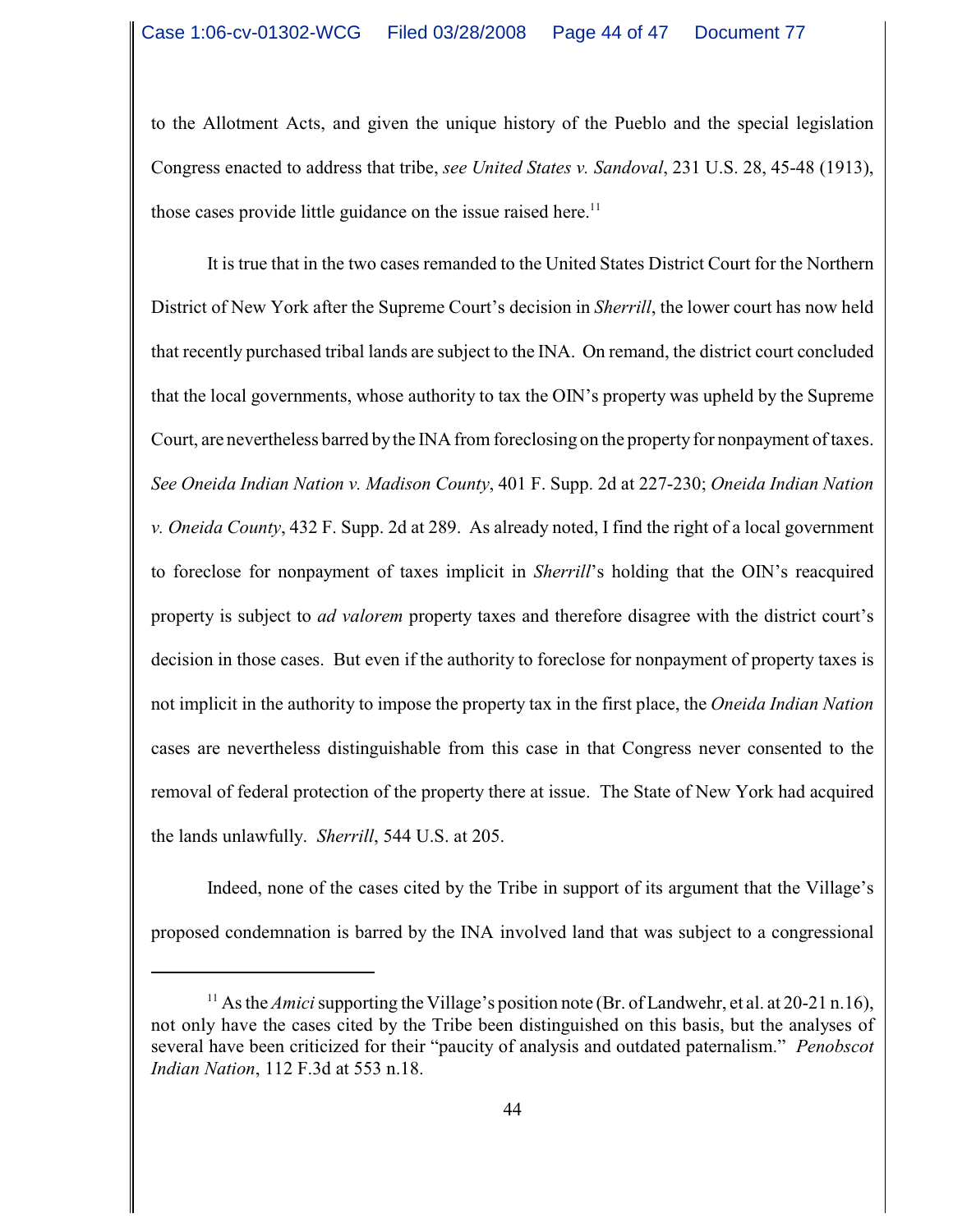to the Allotment Acts, and given the unique history of the Pueblo and the special legislation Congress enacted to address that tribe, *see United States v. Sandoval*, 231 U.S. 28, 45-48 (1913), those cases provide little guidance on the issue raised here.[11]

It is true that in the two cases remanded to the United States District Court for the Northern District of New York after the Supreme Court's decision in *Sherrill*, the lower court has now held that recently purchased tribal lands are subject to the INA. On remand, the district court concluded that the local governments, whose authority to tax the OIN's property was upheld by the Supreme Court, are nevertheless barred by the INA from foreclosing on the property for nonpayment of taxes. *See Oneida Indian Nation v. Madison County*, 401 F. Supp. 2d at 227-230; *Oneida Indian Nation v. Oneida County*, 432 F. Supp. 2d at 289. As already noted, I find the right of a local government to foreclose for nonpayment of taxes implicit in *Sherrill*'s holding that the OIN's reacquired property is subject to *ad valorem* property taxes and therefore disagree with the district court's decision in those cases. But even if the authority to foreclose for nonpayment of property taxes is not implicit in the authority to impose the property tax in the first place, the *Oneida Indian Nation* cases are nevertheless distinguishable from this case in that Congress never consented to the removal of federal protection of the property there at issue. The State of New York had acquired the lands unlawfully. *Sherrill*, 544 U.S. at 205.

Indeed, none of the cases cited by the Tribe in support of its argument that the Village's proposed condemnation is barred by the INA involved land that was subject to a congressional

---

[11] As the *Amici* supporting the Village's position note (Br. of Landwehr, et al. at 20-21 n.16), not only have the cases cited by the Tribe been distinguished on this basis, but the analyses of several have been criticized for their "paucity of analysis and outdated paternalism." *Penobscot Indian Nation*, 112 F.3d at 553 n.18.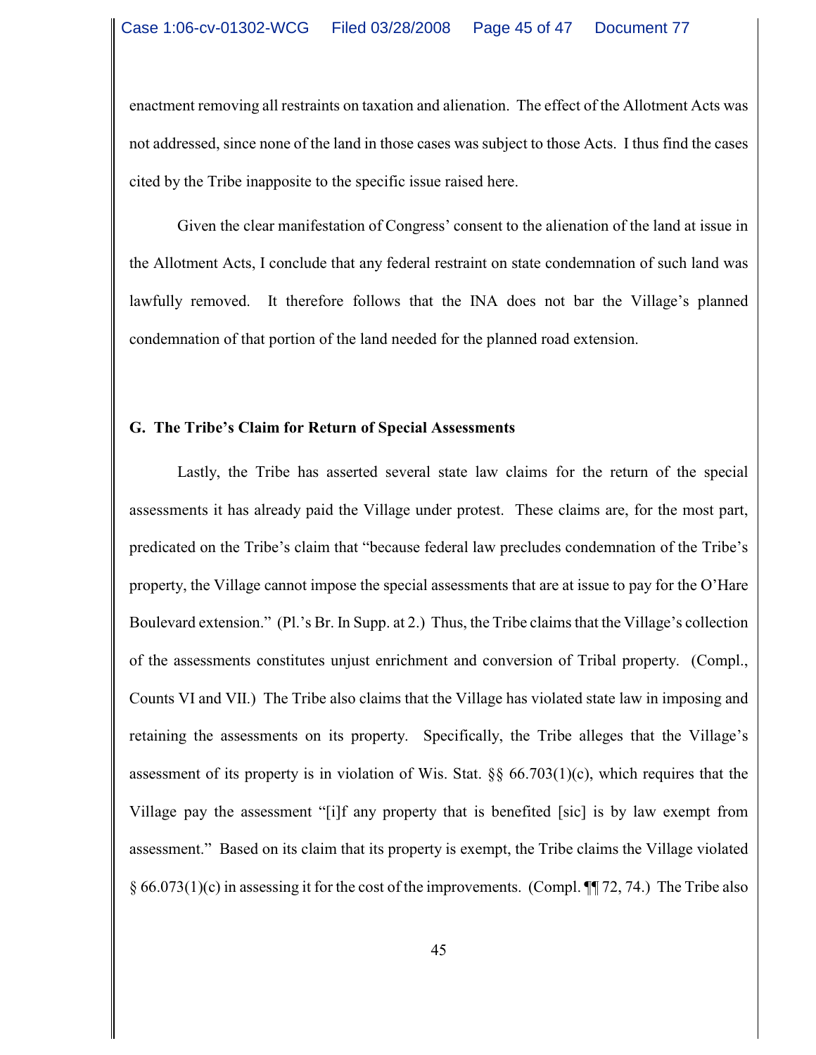enactment removing all restraints on taxation and alienation. The effect of the Allotment Acts was not addressed, since none of the land in those cases was subject to those Acts. I thus find the cases cited by the Tribe inapposite to the specific issue raised here.

Given the clear manifestation of Congress' consent to the alienation of the land at issue in the Allotment Acts, I conclude that any federal restraint on state condemnation of such land was lawfully removed. It therefore follows that the INA does not bar the Village's planned condemnation of that portion of the land needed for the planned road extension.

**G. The Tribe's Claim for Return of Special Assessments**

Lastly, the Tribe has asserted several state law claims for the return of the special assessments it has already paid the Village under protest. These claims are, for the most part, predicated on the Tribe's claim that "because federal law precludes condemnation of the Tribe's property, the Village cannot impose the special assessments that are at issue to pay for the O'Hare Boulevard extension." (Pl.'s Br. In Supp. at 2.) Thus, the Tribe claims that the Village's collection of the assessments constitutes unjust enrichment and conversion of Tribal property. (Compl., Counts VI and VII.) The Tribe also claims that the Village has violated state law in imposing and retaining the assessments on its property. Specifically, the Tribe alleges that the Village's assessment of its property is in violation of Wis. Stat. §§ 66.703(1)(c), which requires that the Village pay the assessment "[i]f any property that is benefited [sic] is by law exempt from assessment." Based on its claim that its property is exempt, the Tribe claims the Village violated § 66.073(1)(c) in assessing it for the cost of the improvements. (Compl. ¶¶ 72, 74.) The Tribe also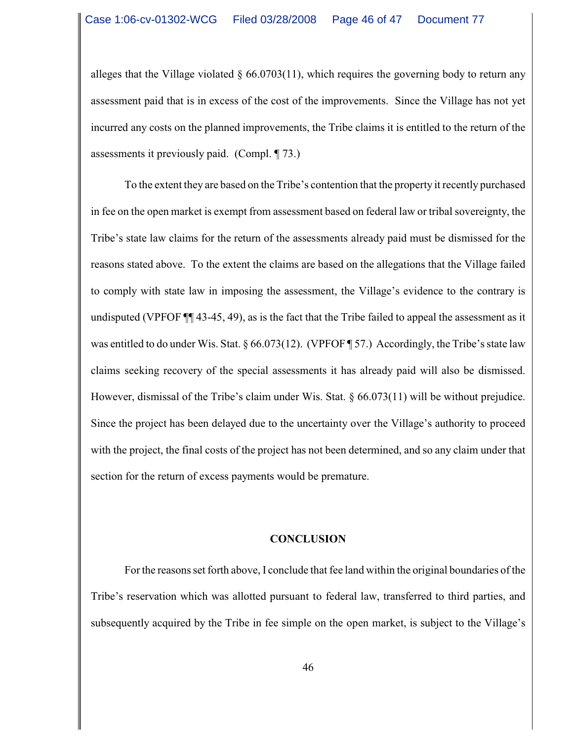alleges that the Village violated § 66.0703(11), which requires the governing body to return any assessment paid that is in excess of the cost of the improvements. Since the Village has not yet incurred any costs on the planned improvements, the Tribe claims it is entitled to the return of the assessments it previously paid. (Compl. ¶ 73.)

To the extent they are based on the Tribe's contention that the property it recently purchased in fee on the open market is exempt from assessment based on federal law or tribal sovereignty, the Tribe's state law claims for the return of the assessments already paid must be dismissed for the reasons stated above. To the extent the claims are based on the allegations that the Village failed to comply with state law in imposing the assessment, the Village's evidence to the contrary is undisputed (VPFOF ¶¶ 43-45, 49), as is the fact that the Tribe failed to appeal the assessment as it was entitled to do under Wis. Stat. § 66.073(12). (VPFOF ¶ 57.) Accordingly, the Tribe's state law claims seeking recovery of the special assessments it has already paid will also be dismissed. However, dismissal of the Tribe's claim under Wis. Stat. § 66.073(11) will be without prejudice. Since the project has been delayed due to the uncertainty over the Village's authority to proceed with the project, the final costs of the project has not been determined, and so any claim under that section for the return of excess payments would be premature.

## CONCLUSION

For the reasons set forth above, I conclude that fee land within the original boundaries of the Tribe's reservation which was allotted pursuant to federal law, transferred to third parties, and subsequently acquired by the Tribe in fee simple on the open market, is subject to the Village's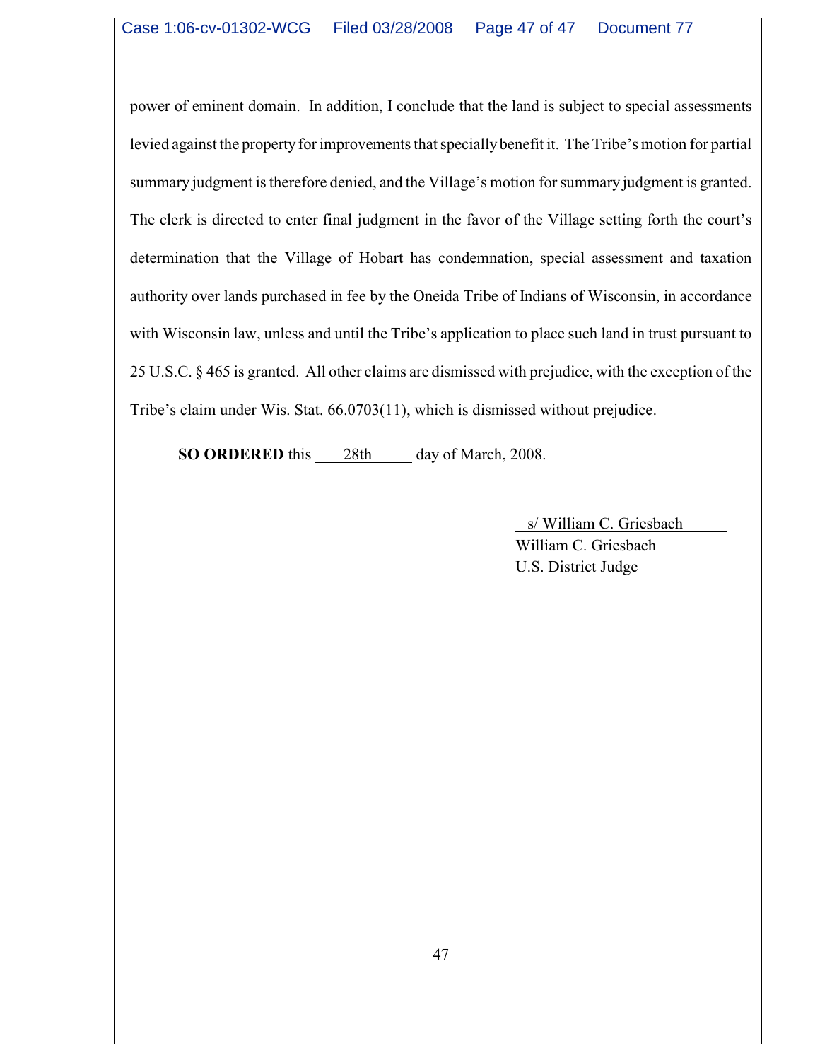power of eminent domain. In addition, I conclude that the land is subject to special assessments levied against the property for improvements that specially benefit it. The Tribe's motion for partial summary judgment is therefore denied, and the Village's motion for summary judgment is granted. The clerk is directed to enter final judgment in the favor of the Village setting forth the court's determination that the Village of Hobart has condemnation, special assessment and taxation authority over lands purchased in fee by the Oneida Tribe of Indians of Wisconsin, in accordance with Wisconsin law, unless and until the Tribe's application to place such land in trust pursuant to 25 U.S.C. § 465 is granted. All other claims are dismissed with prejudice, with the exception of the Tribe's claim under Wis. Stat. 66.0703(11), which is dismissed without prejudice.

**SO ORDERED** this 28th day of March, 2008.

s/ William C. Griesbach
William C. Griesbach
U.S. District Judge